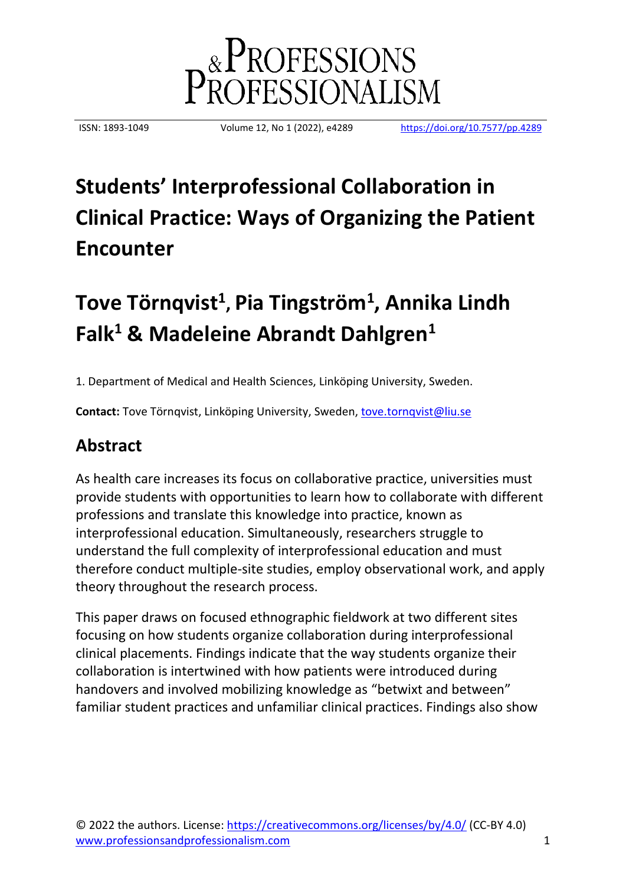# Students' Interprofessional Collaboration in Clinical Practice: Ways of Organizing the Patient Encounter

## Tove Törnqvist[1], Pia Tingström[1], Annika Lindh Falk[1] & Madeleine Abrandt Dahlgren[1]

1. Department of Medical and Health Sciences, Linköping University, Sweden.

**Contact:** Tove Törnqvist, Linköping University, Sweden, tove.tornqvist@liu.se

## Abstract

As health care increases its focus on collaborative practice, universities must provide students with opportunities to learn how to collaborate with different professions and translate this knowledge into practice, known as interprofessional education. Simultaneously, researchers struggle to understand the full complexity of interprofessional education and must therefore conduct multiple-site studies, employ observational work, and apply theory throughout the research process.

This paper draws on focused ethnographic fieldwork at two different sites focusing on how students organize collaboration during interprofessional clinical placements. Findings indicate that the way students organize their collaboration is intertwined with how patients were introduced during handovers and involved mobilizing knowledge as "betwixt and between" familiar student practices and unfamiliar clinical practices. Findings also show

© 2022 the authors. License: https://creativecommons.org/licenses/by/4.0/ (CC-BY 4.0)
www.professionsandprofessionalism.com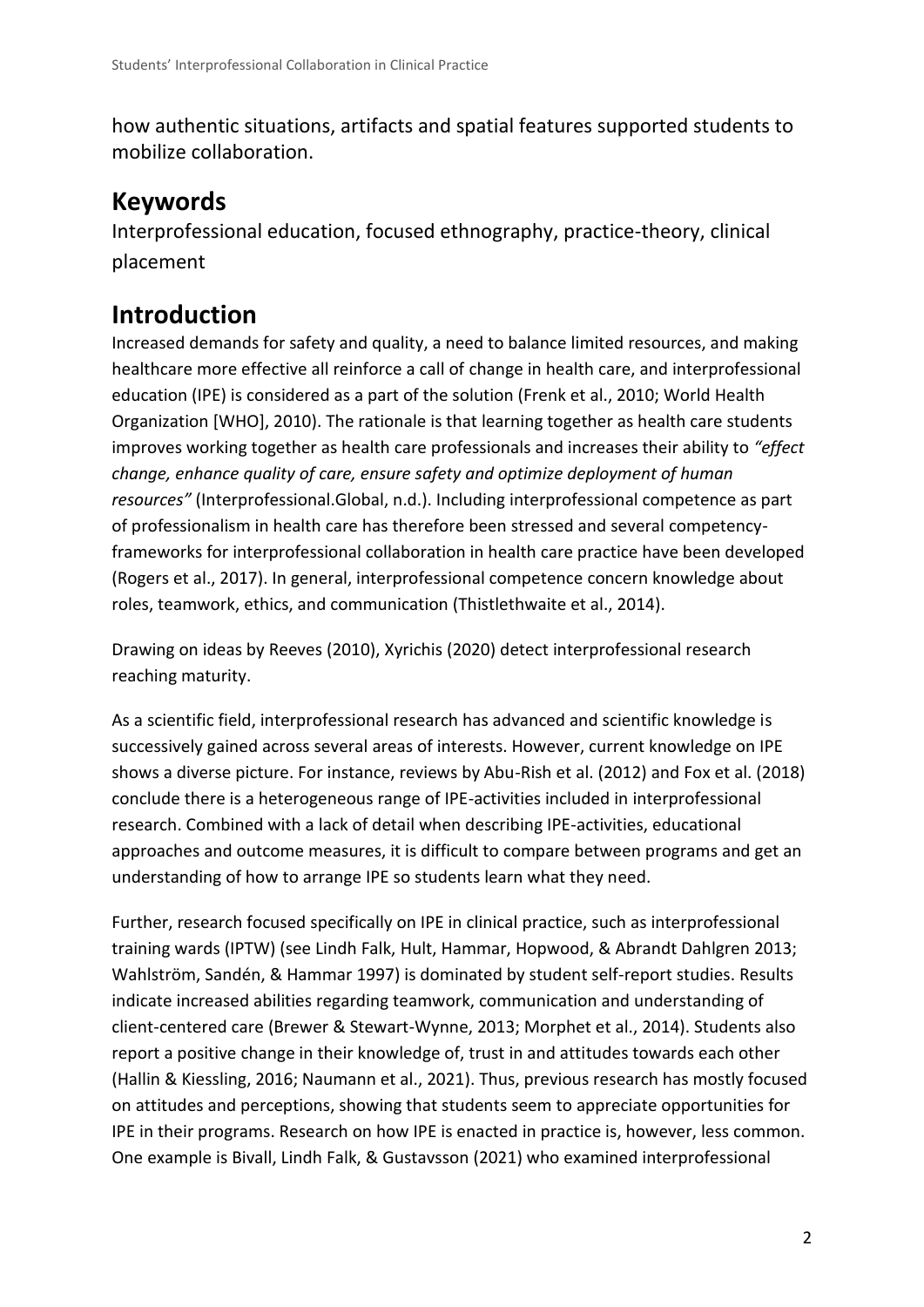how authentic situations, artifacts and spatial features supported students to mobilize collaboration.

## Keywords

Interprofessional education, focused ethnography, practice-theory, clinical placement

## Introduction

Increased demands for safety and quality, a need to balance limited resources, and making healthcare more effective all reinforce a call of change in health care, and interprofessional education (IPE) is considered as a part of the solution (Frenk et al., 2010; World Health Organization [WHO], 2010). The rationale is that learning together as health care students improves working together as health care professionals and increases their ability to *"effect change, enhance quality of care, ensure safety and optimize deployment of human resources"* (Interprofessional.Global, n.d.). Including interprofessional competence as part of professionalism in health care has therefore been stressed and several competency-frameworks for interprofessional collaboration in health care practice have been developed (Rogers et al., 2017). In general, interprofessional competence concern knowledge about roles, teamwork, ethics, and communication (Thistlethwaite et al., 2014).

Drawing on ideas by Reeves (2010), Xyrichis (2020) detect interprofessional research reaching maturity.

As a scientific field, interprofessional research has advanced and scientific knowledge is successively gained across several areas of interests. However, current knowledge on IPE shows a diverse picture. For instance, reviews by Abu-Rish et al. (2012) and Fox et al. (2018) conclude there is a heterogeneous range of IPE-activities included in interprofessional research. Combined with a lack of detail when describing IPE-activities, educational approaches and outcome measures, it is difficult to compare between programs and get an understanding of how to arrange IPE so students learn what they need.

Further, research focused specifically on IPE in clinical practice, such as interprofessional training wards (IPTW) (see Lindh Falk, Hult, Hammar, Hopwood, & Abrandt Dahlgren 2013; Wahlström, Sandén, & Hammar 1997) is dominated by student self-report studies. Results indicate increased abilities regarding teamwork, communication and understanding of client-centered care (Brewer & Stewart-Wynne, 2013; Morphet et al., 2014). Students also report a positive change in their knowledge of, trust in and attitudes towards each other (Hallin & Kiessling, 2016; Naumann et al., 2021). Thus, previous research has mostly focused on attitudes and perceptions, showing that students seem to appreciate opportunities for IPE in their programs. Research on how IPE is enacted in practice is, however, less common. One example is Bivall, Lindh Falk, & Gustavsson (2021) who examined interprofessional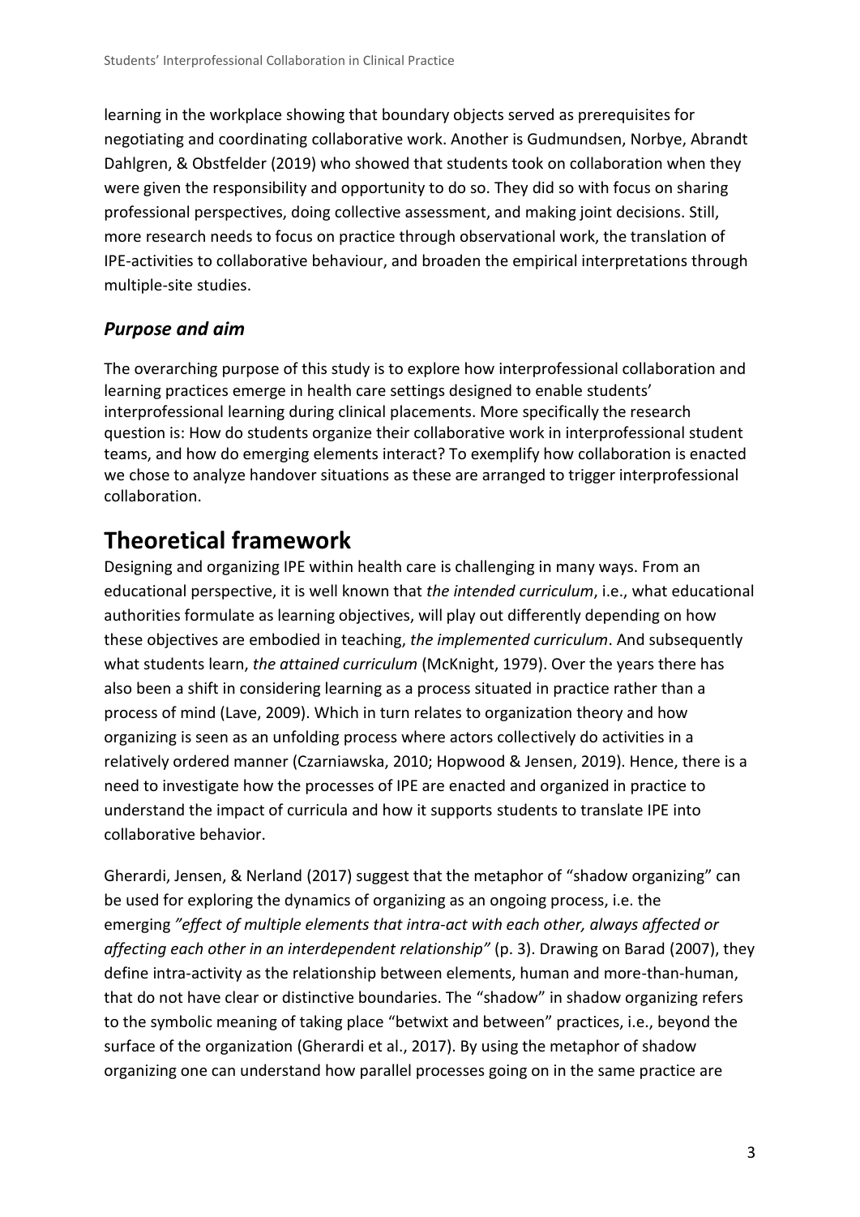learning in the workplace showing that boundary objects served as prerequisites for negotiating and coordinating collaborative work. Another is Gudmundsen, Norbye, Abrandt Dahlgren, & Obstfelder (2019) who showed that students took on collaboration when they were given the responsibility and opportunity to do so. They did so with focus on sharing professional perspectives, doing collective assessment, and making joint decisions. Still, more research needs to focus on practice through observational work, the translation of IPE-activities to collaborative behaviour, and broaden the empirical interpretations through multiple-site studies.

### *Purpose and aim*

The overarching purpose of this study is to explore how interprofessional collaboration and learning practices emerge in health care settings designed to enable students' interprofessional learning during clinical placements. More specifically the research question is: How do students organize their collaborative work in interprofessional student teams, and how do emerging elements interact? To exemplify how collaboration is enacted we chose to analyze handover situations as these are arranged to trigger interprofessional collaboration.

## Theoretical framework

Designing and organizing IPE within health care is challenging in many ways. From an educational perspective, it is well known that *the intended curriculum*, i.e., what educational authorities formulate as learning objectives, will play out differently depending on how these objectives are embodied in teaching, *the implemented curriculum*. And subsequently what students learn, *the attained curriculum* (McKnight, 1979). Over the years there has also been a shift in considering learning as a process situated in practice rather than a process of mind (Lave, 2009). Which in turn relates to organization theory and how organizing is seen as an unfolding process where actors collectively do activities in a relatively ordered manner (Czarniawska, 2010; Hopwood & Jensen, 2019). Hence, there is a need to investigate how the processes of IPE are enacted and organized in practice to understand the impact of curricula and how it supports students to translate IPE into collaborative behavior.

Gherardi, Jensen, & Nerland (2017) suggest that the metaphor of "shadow organizing" can be used for exploring the dynamics of organizing as an ongoing process, i.e. the emerging *"effect of multiple elements that intra-act with each other, always affected or affecting each other in an interdependent relationship"* (p. 3). Drawing on Barad (2007), they define intra-activity as the relationship between elements, human and more-than-human, that do not have clear or distinctive boundaries. The "shadow" in shadow organizing refers to the symbolic meaning of taking place "betwixt and between" practices, i.e., beyond the surface of the organization (Gherardi et al., 2017). By using the metaphor of shadow organizing one can understand how parallel processes going on in the same practice are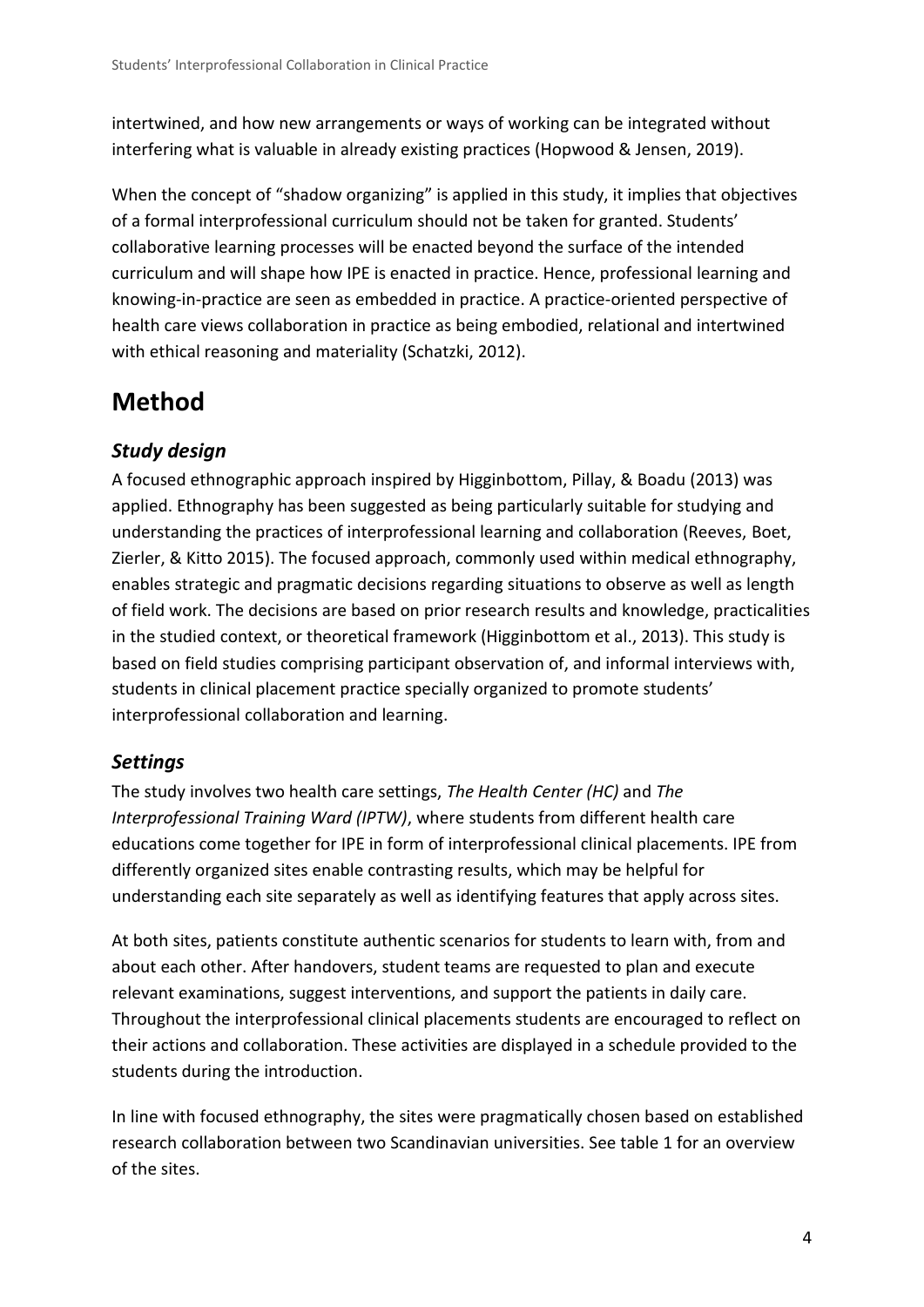intertwined, and how new arrangements or ways of working can be integrated without interfering what is valuable in already existing practices (Hopwood & Jensen, 2019).

When the concept of "shadow organizing" is applied in this study, it implies that objectives of a formal interprofessional curriculum should not be taken for granted. Students' collaborative learning processes will be enacted beyond the surface of the intended curriculum and will shape how IPE is enacted in practice. Hence, professional learning and knowing-in-practice are seen as embedded in practice. A practice-oriented perspective of health care views collaboration in practice as being embodied, relational and intertwined with ethical reasoning and materiality (Schatzki, 2012).

# Method

## *Study design*

A focused ethnographic approach inspired by Higginbottom, Pillay, & Boadu (2013) was applied. Ethnography has been suggested as being particularly suitable for studying and understanding the practices of interprofessional learning and collaboration (Reeves, Boet, Zierler, & Kitto 2015). The focused approach, commonly used within medical ethnography, enables strategic and pragmatic decisions regarding situations to observe as well as length of field work. The decisions are based on prior research results and knowledge, practicalities in the studied context, or theoretical framework (Higginbottom et al., 2013). This study is based on field studies comprising participant observation of, and informal interviews with, students in clinical placement practice specially organized to promote students' interprofessional collaboration and learning.

## *Settings*

The study involves two health care settings, *The Health Center (HC)* and *The Interprofessional Training Ward (IPTW)*, where students from different health care educations come together for IPE in form of interprofessional clinical placements. IPE from differently organized sites enable contrasting results, which may be helpful for understanding each site separately as well as identifying features that apply across sites.

At both sites, patients constitute authentic scenarios for students to learn with, from and about each other. After handovers, student teams are requested to plan and execute relevant examinations, suggest interventions, and support the patients in daily care. Throughout the interprofessional clinical placements students are encouraged to reflect on their actions and collaboration. These activities are displayed in a schedule provided to the students during the introduction.

In line with focused ethnography, the sites were pragmatically chosen based on established research collaboration between two Scandinavian universities. See table 1 for an overview of the sites.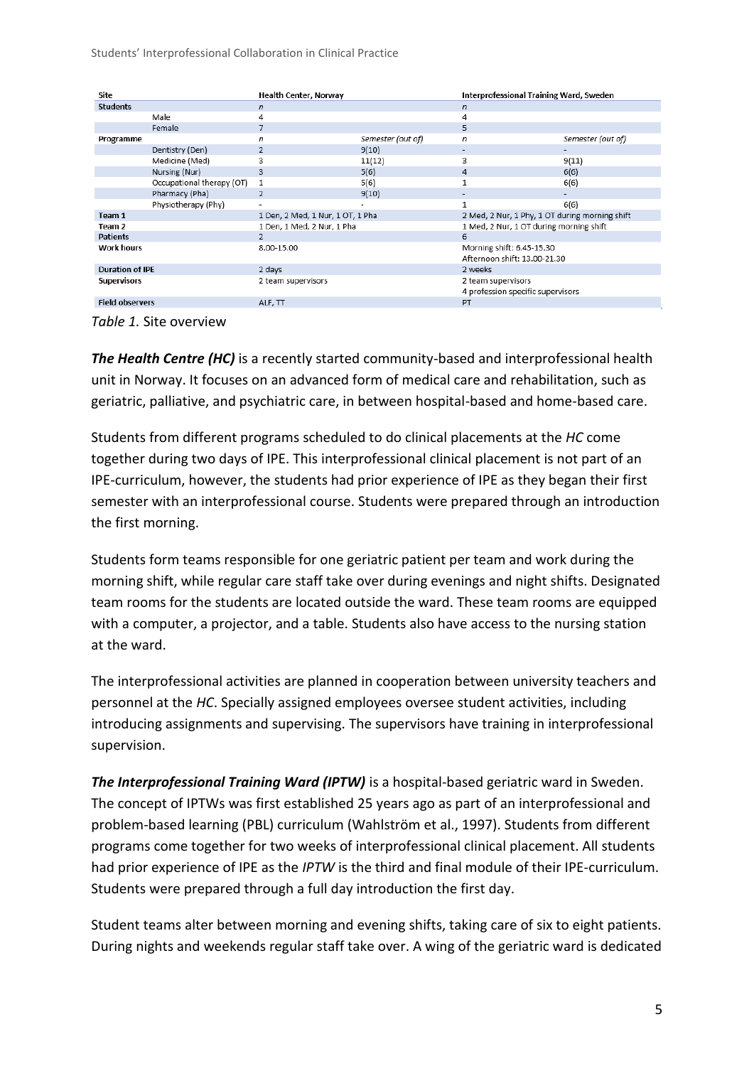| Site | | Health Center, Norway | | Interprofessional Training Ward, Sweden | |
|---|---|---|---|---|---|
| **Students** | | *n* | | *n* | |
| | Male | 4 | | 4 | |
| | Female | 7 | | 5 | |
| **Programme** | | *n* | *Semester (out of)* | *n* | *Semester (out of)* |
| | Dentistry (Den) | 2 | 9(10) | - | - |
| | Medicine (Med) | 3 | 11(12) | 3 | 9(11) |
| | Nursing (Nur) | 3 | 5(6) | 4 | 6(6) |
| | Occupational therapy (OT) | 1 | 5(6) | 1 | 6(6) |
| | Pharmacy (Pha) | 2 | 9(10) | - | - |
| | Physiotherapy (Phy) | - | - | 1 | 6(6) |
| **Team 1** | | 1 Den, 2 Med, 1 Nur, 1 OT, 1 Pha | | 2 Med, 2 Nur, 1 Phy, 1 OT during morning shift | |
| **Team 2** | | 1 Den, 1 Med, 2 Nur, 1 Pha | | 1 Med, 2 Nur, 1 OT during morning shift | |
| **Patients** | | 2 | | 6 | |
| **Work hours** | | 8.00-15.00 | | Morning shift: 6.45-15.30<br>Afternoon shift: 13.00-21.30 | |
| **Duration of IPE** | | 2 days | | 2 weeks | |
| **Supervisors** | | 2 team supervisors | | 2 team supervisors<br>4 profession specific supervisors | |
| **Field observers** | | ALF, TT | | PT | |

*Table 1.* Site overview

***The Health Centre (HC)*** is a recently started community-based and interprofessional health unit in Norway. It focuses on an advanced form of medical care and rehabilitation, such as geriatric, palliative, and psychiatric care, in between hospital-based and home-based care.

Students from different programs scheduled to do clinical placements at the *HC* come together during two days of IPE. This interprofessional clinical placement is not part of an IPE-curriculum, however, the students had prior experience of IPE as they began their first semester with an interprofessional course. Students were prepared through an introduction the first morning.

Students form teams responsible for one geriatric patient per team and work during the morning shift, while regular care staff take over during evenings and night shifts. Designated team rooms for the students are located outside the ward. These team rooms are equipped with a computer, a projector, and a table. Students also have access to the nursing station at the ward.

The interprofessional activities are planned in cooperation between university teachers and personnel at the *HC*. Specially assigned employees oversee student activities, including introducing assignments and supervising. The supervisors have training in interprofessional supervision.

***The Interprofessional Training Ward (IPTW)*** is a hospital-based geriatric ward in Sweden. The concept of IPTWs was first established 25 years ago as part of an interprofessional and problem-based learning (PBL) curriculum (Wahlström et al., 1997). Students from different programs come together for two weeks of interprofessional clinical placement. All students had prior experience of IPE as the *IPTW* is the third and final module of their IPE-curriculum. Students were prepared through a full day introduction the first day.

Student teams alter between morning and evening shifts, taking care of six to eight patients. During nights and weekends regular staff take over. A wing of the geriatric ward is dedicated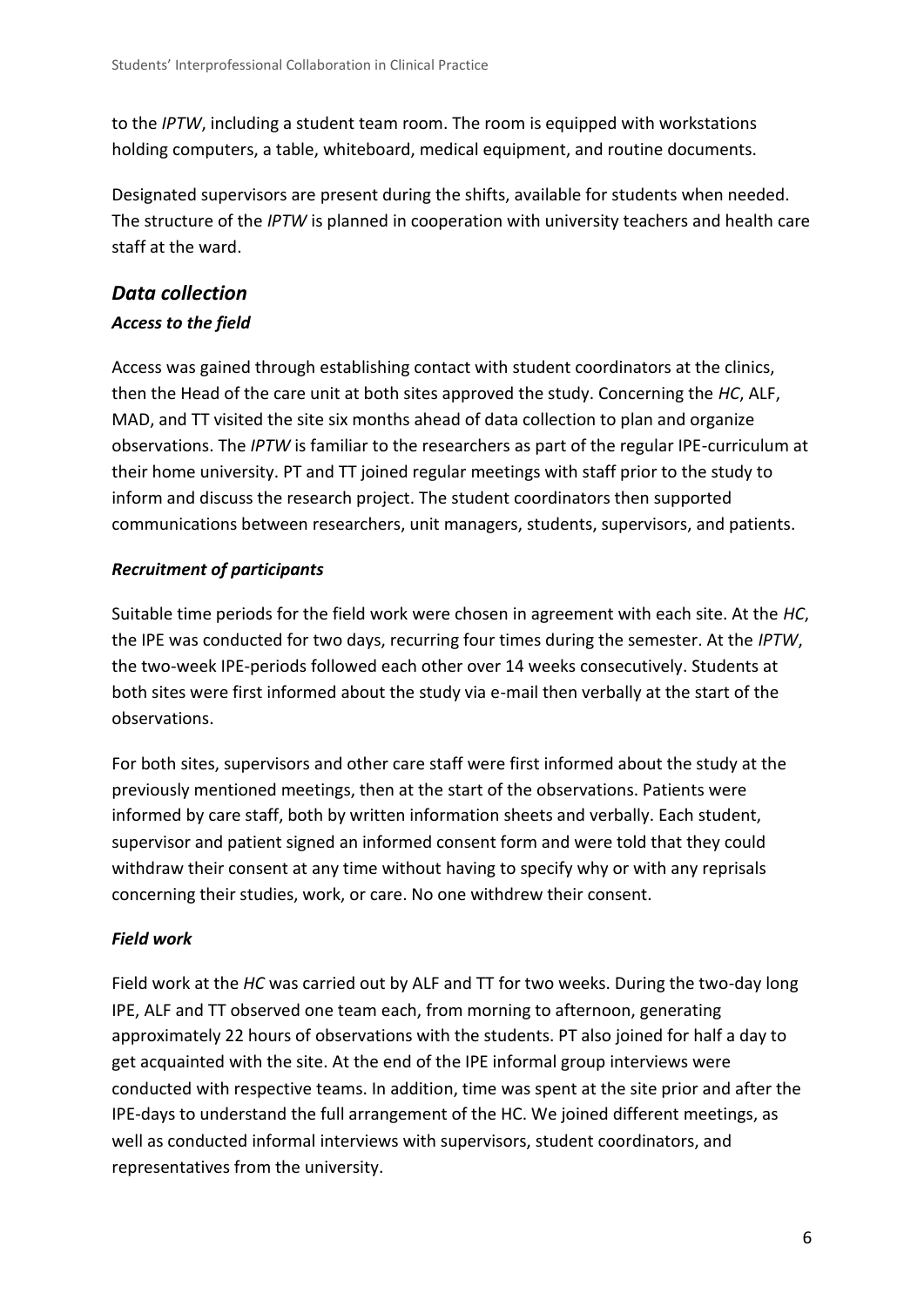to the *IPTW*, including a student team room. The room is equipped with workstations holding computers, a table, whiteboard, medical equipment, and routine documents.

Designated supervisors are present during the shifts, available for students when needed. The structure of the *IPTW* is planned in cooperation with university teachers and health care staff at the ward.

## *Data collection*

### *Access to the field*

Access was gained through establishing contact with student coordinators at the clinics, then the Head of the care unit at both sites approved the study. Concerning the *HC*, ALF, MAD, and TT visited the site six months ahead of data collection to plan and organize observations. The *IPTW* is familiar to the researchers as part of the regular IPE-curriculum at their home university. PT and TT joined regular meetings with staff prior to the study to inform and discuss the research project. The student coordinators then supported communications between researchers, unit managers, students, supervisors, and patients.

### *Recruitment of participants*

Suitable time periods for the field work were chosen in agreement with each site. At the *HC*, the IPE was conducted for two days, recurring four times during the semester. At the *IPTW*, the two-week IPE-periods followed each other over 14 weeks consecutively. Students at both sites were first informed about the study via e-mail then verbally at the start of the observations.

For both sites, supervisors and other care staff were first informed about the study at the previously mentioned meetings, then at the start of the observations. Patients were informed by care staff, both by written information sheets and verbally. Each student, supervisor and patient signed an informed consent form and were told that they could withdraw their consent at any time without having to specify why or with any reprisals concerning their studies, work, or care. No one withdrew their consent.

### *Field work*

Field work at the *HC* was carried out by ALF and TT for two weeks. During the two-day long IPE, ALF and TT observed one team each, from morning to afternoon, generating approximately 22 hours of observations with the students. PT also joined for half a day to get acquainted with the site. At the end of the IPE informal group interviews were conducted with respective teams. In addition, time was spent at the site prior and after the IPE-days to understand the full arrangement of the HC. We joined different meetings, as well as conducted informal interviews with supervisors, student coordinators, and representatives from the university.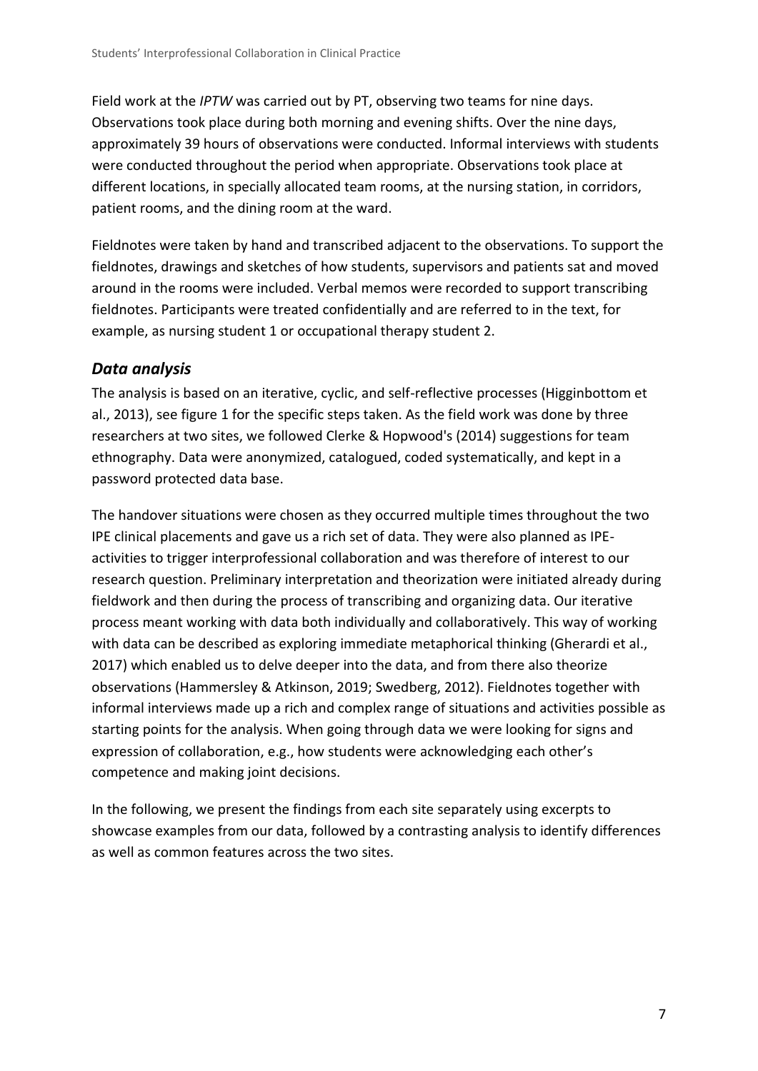Field work at the *IPTW* was carried out by PT, observing two teams for nine days. Observations took place during both morning and evening shifts. Over the nine days, approximately 39 hours of observations were conducted. Informal interviews with students were conducted throughout the period when appropriate. Observations took place at different locations, in specially allocated team rooms, at the nursing station, in corridors, patient rooms, and the dining room at the ward.

Fieldnotes were taken by hand and transcribed adjacent to the observations. To support the fieldnotes, drawings and sketches of how students, supervisors and patients sat and moved around in the rooms were included. Verbal memos were recorded to support transcribing fieldnotes. Participants were treated confidentially and are referred to in the text, for example, as nursing student 1 or occupational therapy student 2.

## *Data analysis*

The analysis is based on an iterative, cyclic, and self-reflective processes (Higginbottom et al., 2013), see figure 1 for the specific steps taken. As the field work was done by three researchers at two sites, we followed Clerke & Hopwood's (2014) suggestions for team ethnography. Data were anonymized, catalogued, coded systematically, and kept in a password protected data base.

The handover situations were chosen as they occurred multiple times throughout the two IPE clinical placements and gave us a rich set of data. They were also planned as IPE-activities to trigger interprofessional collaboration and was therefore of interest to our research question. Preliminary interpretation and theorization were initiated already during fieldwork and then during the process of transcribing and organizing data. Our iterative process meant working with data both individually and collaboratively. This way of working with data can be described as exploring immediate metaphorical thinking (Gherardi et al., 2017) which enabled us to delve deeper into the data, and from there also theorize observations (Hammersley & Atkinson, 2019; Swedberg, 2012). Fieldnotes together with informal interviews made up a rich and complex range of situations and activities possible as starting points for the analysis. When going through data we were looking for signs and expression of collaboration, e.g., how students were acknowledging each other's competence and making joint decisions.

In the following, we present the findings from each site separately using excerpts to showcase examples from our data, followed by a contrasting analysis to identify differences as well as common features across the two sites.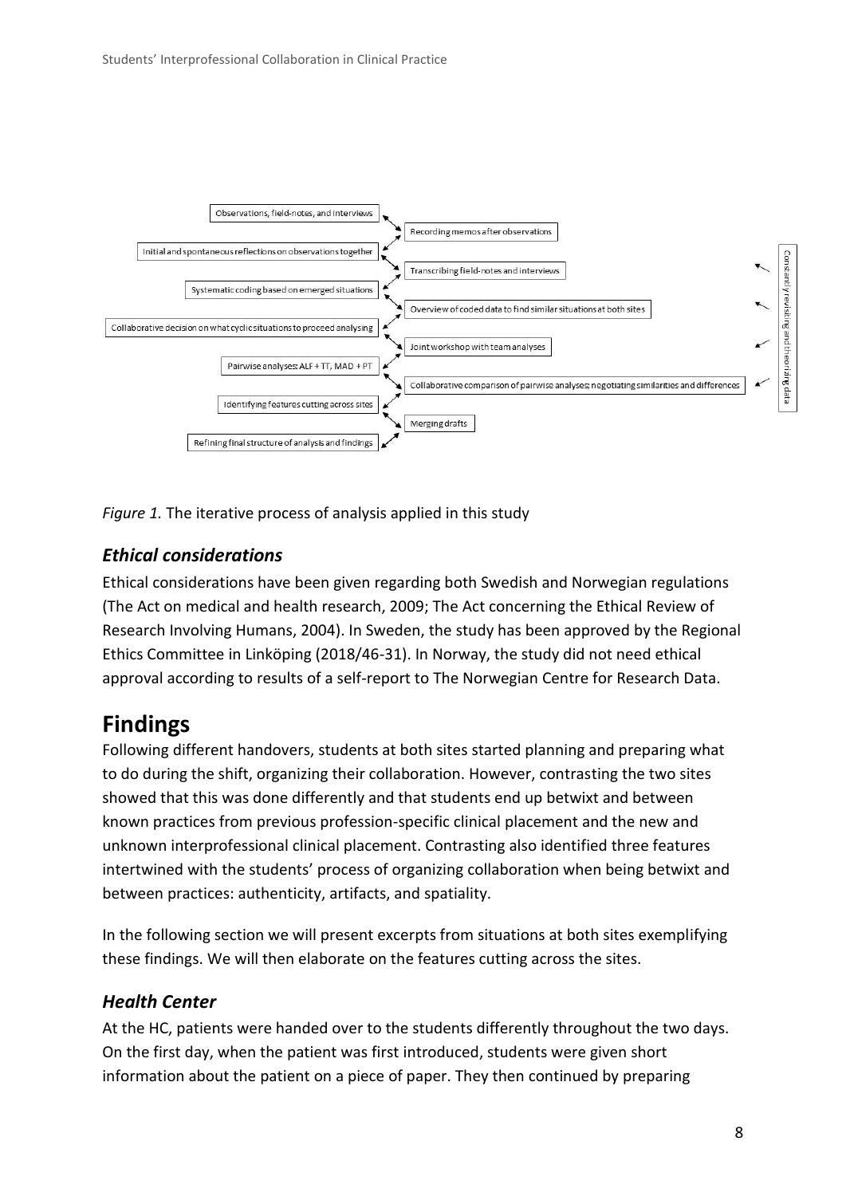- Observations, field-notes, and interviews
- Recording memos after observations
- Initial and spontaneous reflections on observations together
- Transcribing field-notes and interviews
- Systematic coding based on emerged situations
- Overview of coded data to find similar situations at both sites
- Collaborative decision on what cyclic situations to proceed analysing
- Joint workshop with team analyses
- Pairwise analyses: ALF + TT, MAD + PT
- Collaborative comparison of pairwise analyses; negotiating similarities and differences
- Identifying features cutting across sites
- Merging drafts
- Refining final structure of analysis and findings

Constantly revising and theorizing data

*Figure 1.* The iterative process of analysis applied in this study

### *Ethical considerations*

Ethical considerations have been given regarding both Swedish and Norwegian regulations (The Act on medical and health research, 2009; The Act concerning the Ethical Review of Research Involving Humans, 2004). In Sweden, the study has been approved by the Regional Ethics Committee in Linköping (2018/46-31). In Norway, the study did not need ethical approval according to results of a self-report to The Norwegian Centre for Research Data.

## Findings

Following different handovers, students at both sites started planning and preparing what to do during the shift, organizing their collaboration. However, contrasting the two sites showed that this was done differently and that students end up betwixt and between known practices from previous profession-specific clinical placement and the new and unknown interprofessional clinical placement. Contrasting also identified three features intertwined with the students' process of organizing collaboration when being betwixt and between practices: authenticity, artifacts, and spatiality.

In the following section we will present excerpts from situations at both sites exemplifying these findings. We will then elaborate on the features cutting across the sites.

### *Health Center*

At the HC, patients were handed over to the students differently throughout the two days. On the first day, when the patient was first introduced, students were given short information about the patient on a piece of paper. They then continued by preparing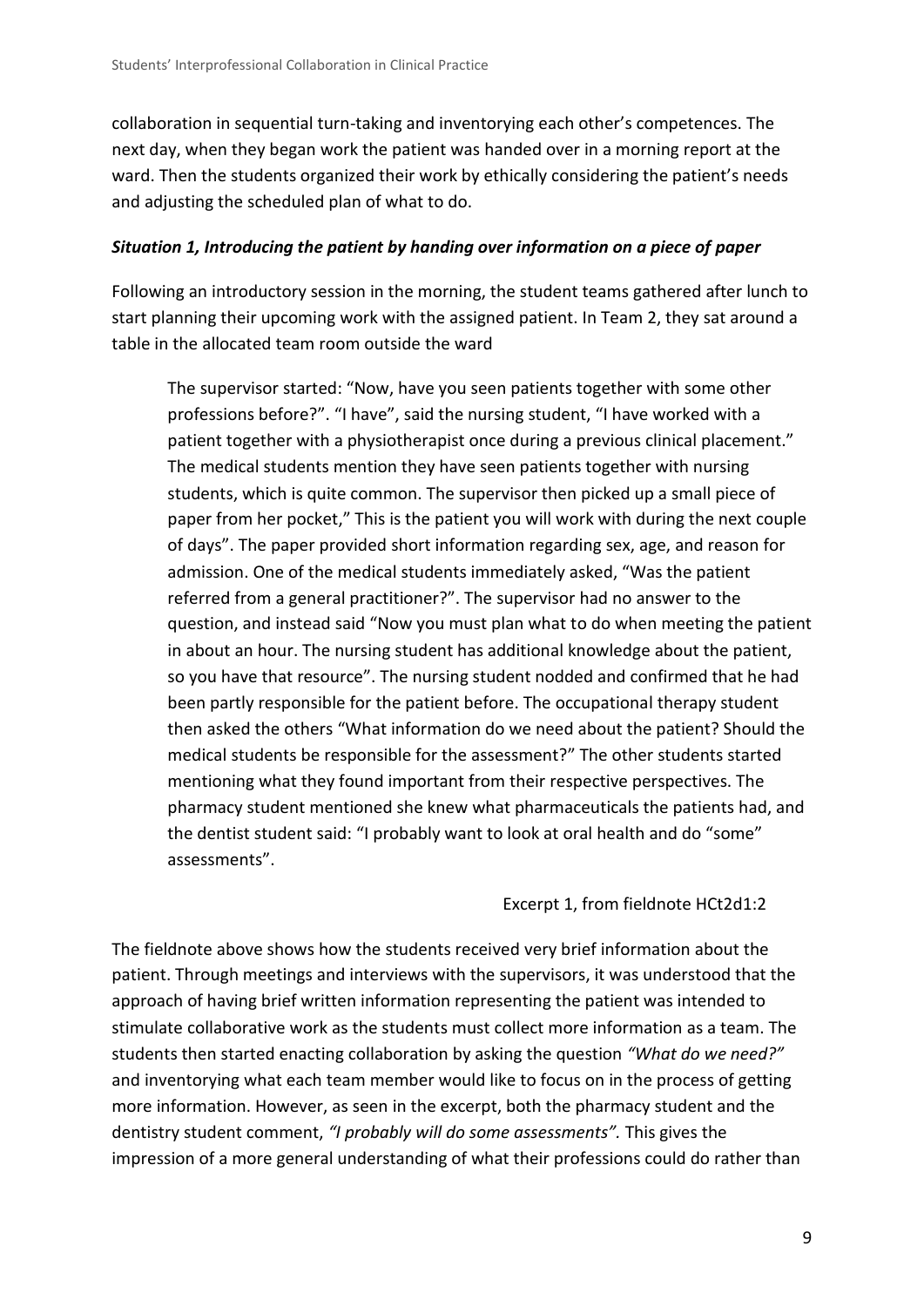collaboration in sequential turn-taking and inventorying each other's competences. The next day, when they began work the patient was handed over in a morning report at the ward. Then the students organized their work by ethically considering the patient's needs and adjusting the scheduled plan of what to do.

### *Situation 1, Introducing the patient by handing over information on a piece of paper*

Following an introductory session in the morning, the student teams gathered after lunch to start planning their upcoming work with the assigned patient. In Team 2, they sat around a table in the allocated team room outside the ward

> The supervisor started: "Now, have you seen patients together with some other professions before?". "I have", said the nursing student, "I have worked with a patient together with a physiotherapist once during a previous clinical placement." The medical students mention they have seen patients together with nursing students, which is quite common. The supervisor then picked up a small piece of paper from her pocket," This is the patient you will work with during the next couple of days". The paper provided short information regarding sex, age, and reason for admission. One of the medical students immediately asked, "Was the patient referred from a general practitioner?". The supervisor had no answer to the question, and instead said "Now you must plan what to do when meeting the patient in about an hour. The nursing student has additional knowledge about the patient, so you have that resource". The nursing student nodded and confirmed that he had been partly responsible for the patient before. The occupational therapy student then asked the others "What information do we need about the patient? Should the medical students be responsible for the assessment?" The other students started mentioning what they found important from their respective perspectives. The pharmacy student mentioned she knew what pharmaceuticals the patients had, and the dentist student said: "I probably want to look at oral health and do "some" assessments".
>
> Excerpt 1, from fieldnote HCt2d1:2

The fieldnote above shows how the students received very brief information about the patient. Through meetings and interviews with the supervisors, it was understood that the approach of having brief written information representing the patient was intended to stimulate collaborative work as the students must collect more information as a team. The students then started enacting collaboration by asking the question *"What do we need?"* and inventorying what each team member would like to focus on in the process of getting more information. However, as seen in the excerpt, both the pharmacy student and the dentistry student comment, *"I probably will do some assessments".* This gives the impression of a more general understanding of what their professions could do rather than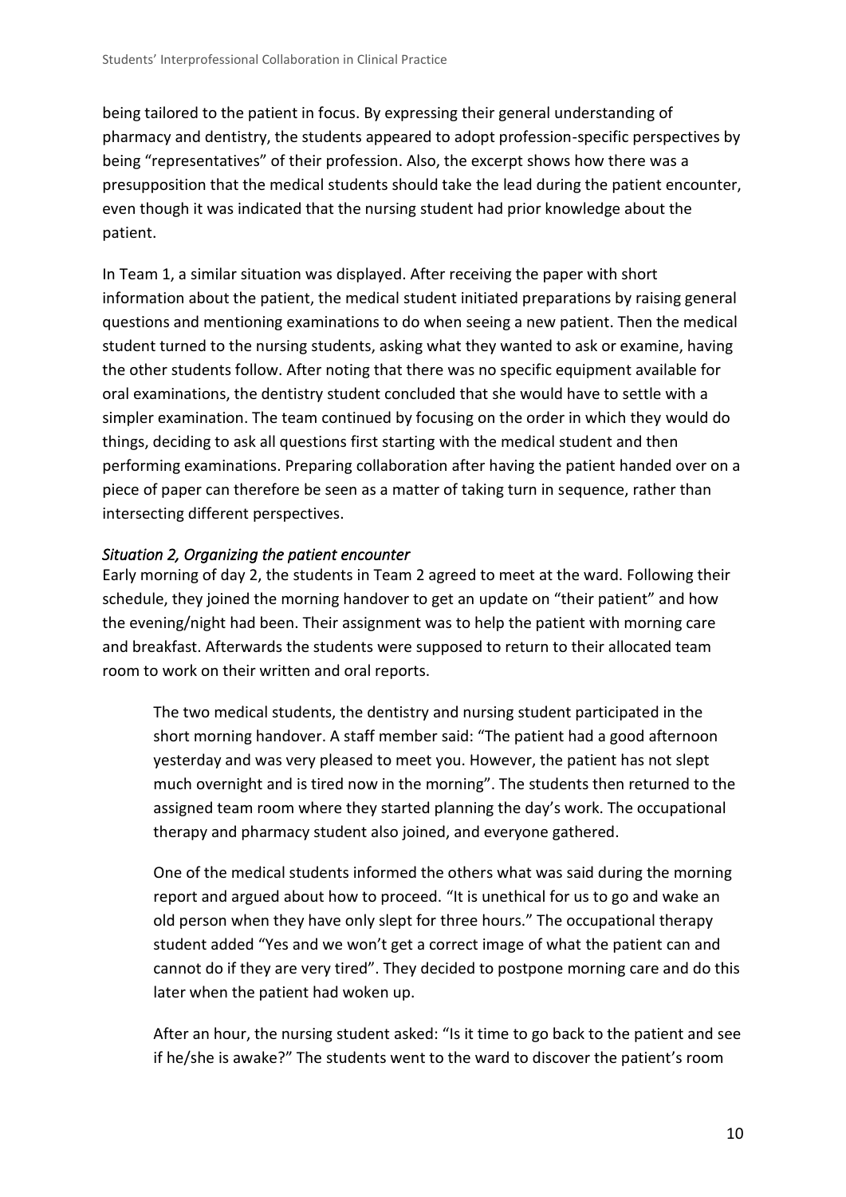being tailored to the patient in focus. By expressing their general understanding of pharmacy and dentistry, the students appeared to adopt profession-specific perspectives by being "representatives" of their profession. Also, the excerpt shows how there was a presupposition that the medical students should take the lead during the patient encounter, even though it was indicated that the nursing student had prior knowledge about the patient.

In Team 1, a similar situation was displayed. After receiving the paper with short information about the patient, the medical student initiated preparations by raising general questions and mentioning examinations to do when seeing a new patient. Then the medical student turned to the nursing students, asking what they wanted to ask or examine, having the other students follow. After noting that there was no specific equipment available for oral examinations, the dentistry student concluded that she would have to settle with a simpler examination. The team continued by focusing on the order in which they would do things, deciding to ask all questions first starting with the medical student and then performing examinations. Preparing collaboration after having the patient handed over on a piece of paper can therefore be seen as a matter of taking turn in sequence, rather than intersecting different perspectives.

### *Situation 2, Organizing the patient encounter*

Early morning of day 2, the students in Team 2 agreed to meet at the ward. Following their schedule, they joined the morning handover to get an update on "their patient" and how the evening/night had been. Their assignment was to help the patient with morning care and breakfast. Afterwards the students were supposed to return to their allocated team room to work on their written and oral reports.

> The two medical students, the dentistry and nursing student participated in the short morning handover. A staff member said: "The patient had a good afternoon yesterday and was very pleased to meet you. However, the patient has not slept much overnight and is tired now in the morning". The students then returned to the assigned team room where they started planning the day's work. The occupational therapy and pharmacy student also joined, and everyone gathered.
>
> One of the medical students informed the others what was said during the morning report and argued about how to proceed. "It is unethical for us to go and wake an old person when they have only slept for three hours." The occupational therapy student added "Yes and we won't get a correct image of what the patient can and cannot do if they are very tired". They decided to postpone morning care and do this later when the patient had woken up.
>
> After an hour, the nursing student asked: "Is it time to go back to the patient and see if he/she is awake?" The students went to the ward to discover the patient's room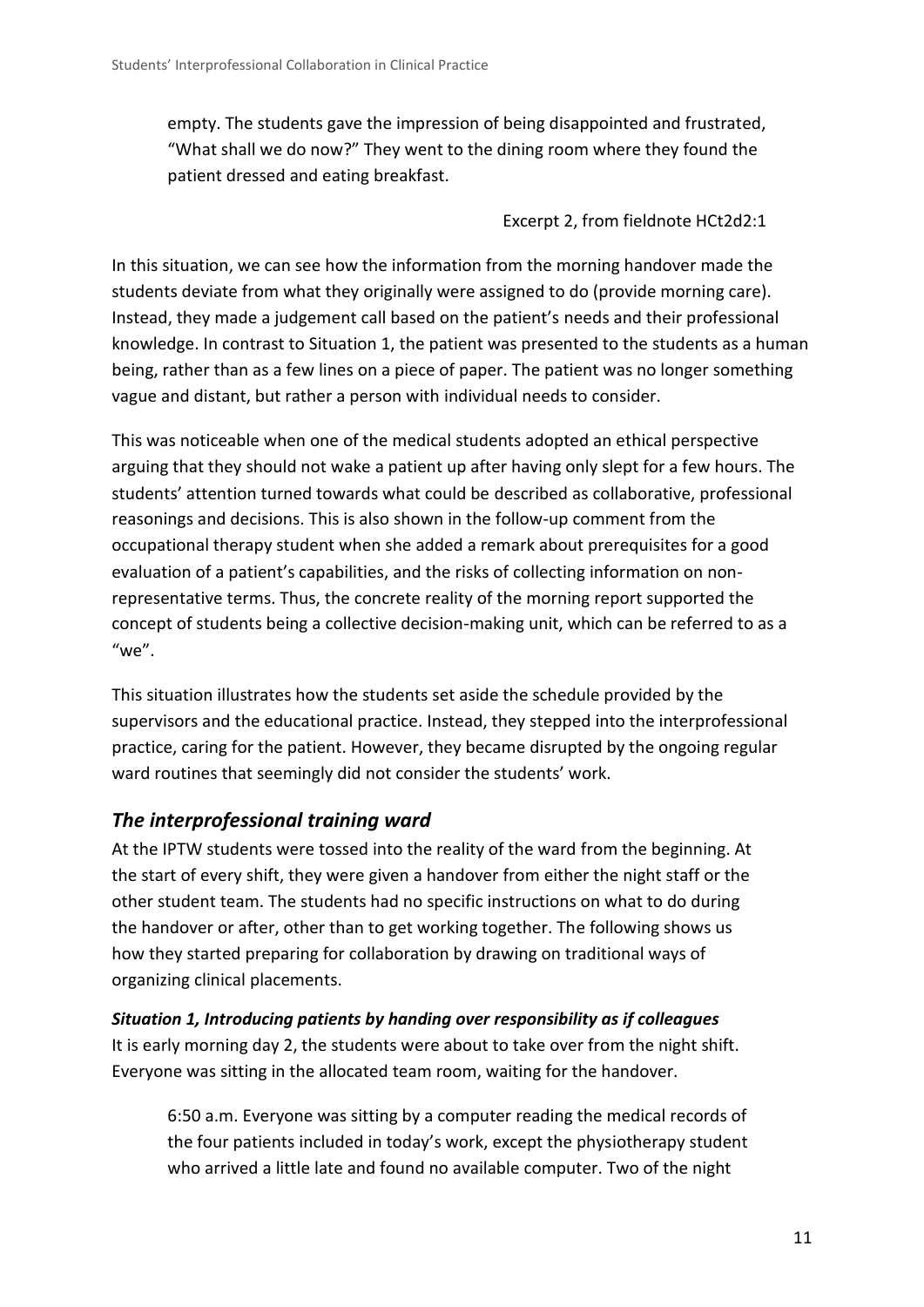> empty. The students gave the impression of being disappointed and frustrated, "What shall we do now?" They went to the dining room where they found the patient dressed and eating breakfast.
>
> Excerpt 2, from fieldnote HCt2d2:1

In this situation, we can see how the information from the morning handover made the students deviate from what they originally were assigned to do (provide morning care). Instead, they made a judgement call based on the patient's needs and their professional knowledge. In contrast to Situation 1, the patient was presented to the students as a human being, rather than as a few lines on a piece of paper. The patient was no longer something vague and distant, but rather a person with individual needs to consider.

This was noticeable when one of the medical students adopted an ethical perspective arguing that they should not wake a patient up after having only slept for a few hours. The students' attention turned towards what could be described as collaborative, professional reasonings and decisions. This is also shown in the follow-up comment from the occupational therapy student when she added a remark about prerequisites for a good evaluation of a patient's capabilities, and the risks of collecting information on non-representative terms. Thus, the concrete reality of the morning report supported the concept of students being a collective decision-making unit, which can be referred to as a "we".

This situation illustrates how the students set aside the schedule provided by the supervisors and the educational practice. Instead, they stepped into the interprofessional practice, caring for the patient. However, they became disrupted by the ongoing regular ward routines that seemingly did not consider the students' work.

## *The interprofessional training ward*

At the IPTW students were tossed into the reality of the ward from the beginning. At the start of every shift, they were given a handover from either the night staff or the other student team. The students had no specific instructions on what to do during the handover or after, other than to get working together. The following shows us how they started preparing for collaboration by drawing on traditional ways of organizing clinical placements.

### *Situation 1, Introducing patients by handing over responsibility as if colleagues*

It is early morning day 2, the students were about to take over from the night shift. Everyone was sitting in the allocated team room, waiting for the handover.

> 6:50 a.m. Everyone was sitting by a computer reading the medical records of the four patients included in today's work, except the physiotherapy student who arrived a little late and found no available computer. Two of the night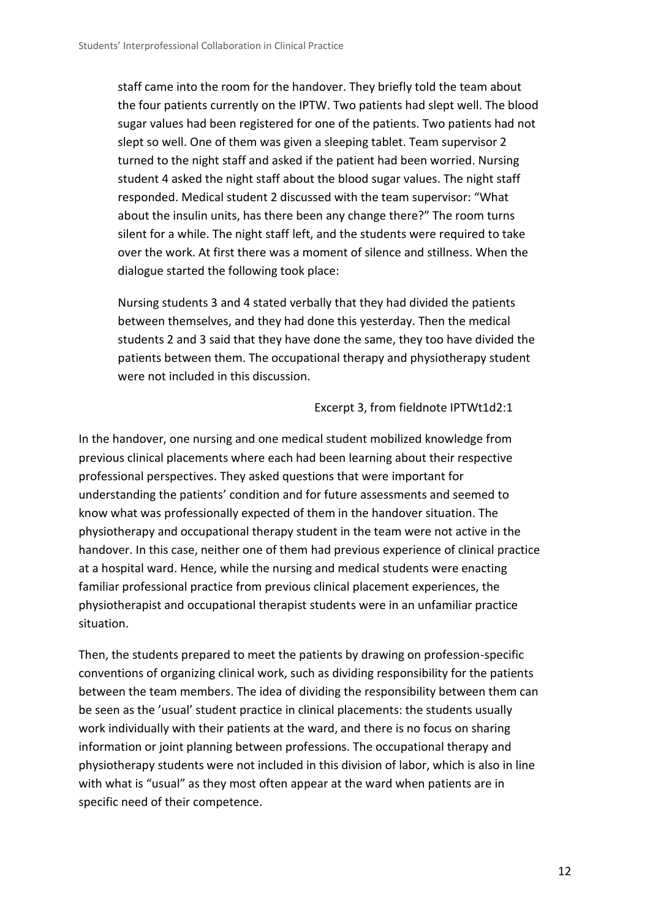> staff came into the room for the handover. They briefly told the team about the four patients currently on the IPTW. Two patients had slept well. The blood sugar values had been registered for one of the patients. Two patients had not slept so well. One of them was given a sleeping tablet. Team supervisor 2 turned to the night staff and asked if the patient had been worried. Nursing student 4 asked the night staff about the blood sugar values. The night staff responded. Medical student 2 discussed with the team supervisor: "What about the insulin units, has there been any change there?" The room turns silent for a while. The night staff left, and the students were required to take over the work. At first there was a moment of silence and stillness. When the dialogue started the following took place:
>
> Nursing students 3 and 4 stated verbally that they had divided the patients between themselves, and they had done this yesterday. Then the medical students 2 and 3 said that they have done the same, they too have divided the patients between them. The occupational therapy and physiotherapy student were not included in this discussion.
>
> Excerpt 3, from fieldnote IPTWt1d2:1

In the handover, one nursing and one medical student mobilized knowledge from previous clinical placements where each had been learning about their respective professional perspectives. They asked questions that were important for understanding the patients' condition and for future assessments and seemed to know what was professionally expected of them in the handover situation. The physiotherapy and occupational therapy student in the team were not active in the handover. In this case, neither one of them had previous experience of clinical practice at a hospital ward. Hence, while the nursing and medical students were enacting familiar professional practice from previous clinical placement experiences, the physiotherapist and occupational therapist students were in an unfamiliar practice situation.

Then, the students prepared to meet the patients by drawing on profession-specific conventions of organizing clinical work, such as dividing responsibility for the patients between the team members. The idea of dividing the responsibility between them can be seen as the 'usual' student practice in clinical placements: the students usually work individually with their patients at the ward, and there is no focus on sharing information or joint planning between professions. The occupational therapy and physiotherapy students were not included in this division of labor, which is also in line with what is "usual" as they most often appear at the ward when patients are in specific need of their competence.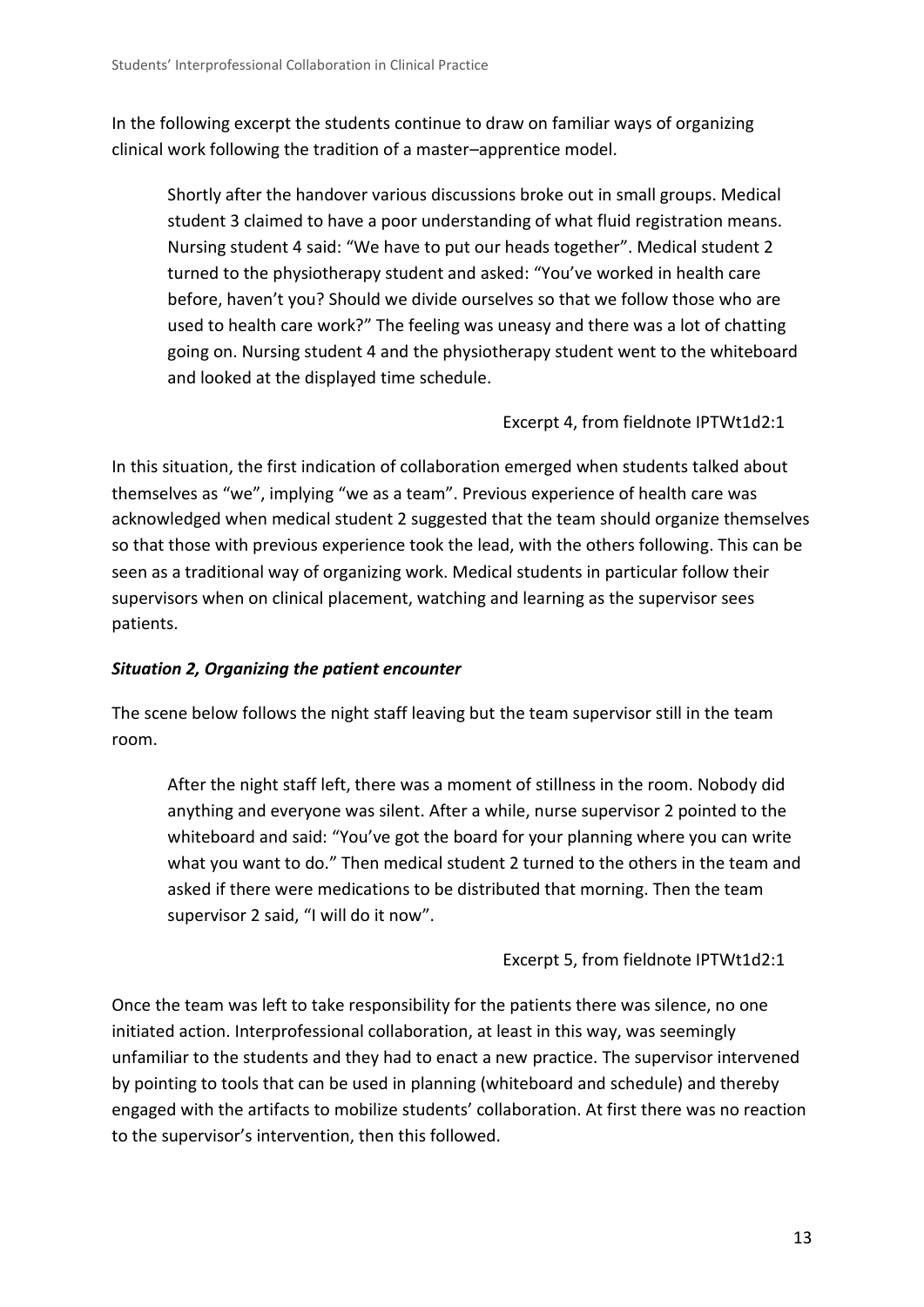In the following excerpt the students continue to draw on familiar ways of organizing clinical work following the tradition of a master–apprentice model.

> Shortly after the handover various discussions broke out in small groups. Medical student 3 claimed to have a poor understanding of what fluid registration means. Nursing student 4 said: "We have to put our heads together". Medical student 2 turned to the physiotherapy student and asked: "You've worked in health care before, haven't you? Should we divide ourselves so that we follow those who are used to health care work?" The feeling was uneasy and there was a lot of chatting going on. Nursing student 4 and the physiotherapy student went to the whiteboard and looked at the displayed time schedule.
>
> Excerpt 4, from fieldnote IPTWt1d2:1

In this situation, the first indication of collaboration emerged when students talked about themselves as "we", implying "we as a team". Previous experience of health care was acknowledged when medical student 2 suggested that the team should organize themselves so that those with previous experience took the lead, with the others following. This can be seen as a traditional way of organizing work. Medical students in particular follow their supervisors when on clinical placement, watching and learning as the supervisor sees patients.

### *Situation 2, Organizing the patient encounter*

The scene below follows the night staff leaving but the team supervisor still in the team room.

> After the night staff left, there was a moment of stillness in the room. Nobody did anything and everyone was silent. After a while, nurse supervisor 2 pointed to the whiteboard and said: "You've got the board for your planning where you can write what you want to do." Then medical student 2 turned to the others in the team and asked if there were medications to be distributed that morning. Then the team supervisor 2 said, "I will do it now".
>
> Excerpt 5, from fieldnote IPTWt1d2:1

Once the team was left to take responsibility for the patients there was silence, no one initiated action. Interprofessional collaboration, at least in this way, was seemingly unfamiliar to the students and they had to enact a new practice. The supervisor intervened by pointing to tools that can be used in planning (whiteboard and schedule) and thereby engaged with the artifacts to mobilize students' collaboration. At first there was no reaction to the supervisor's intervention, then this followed.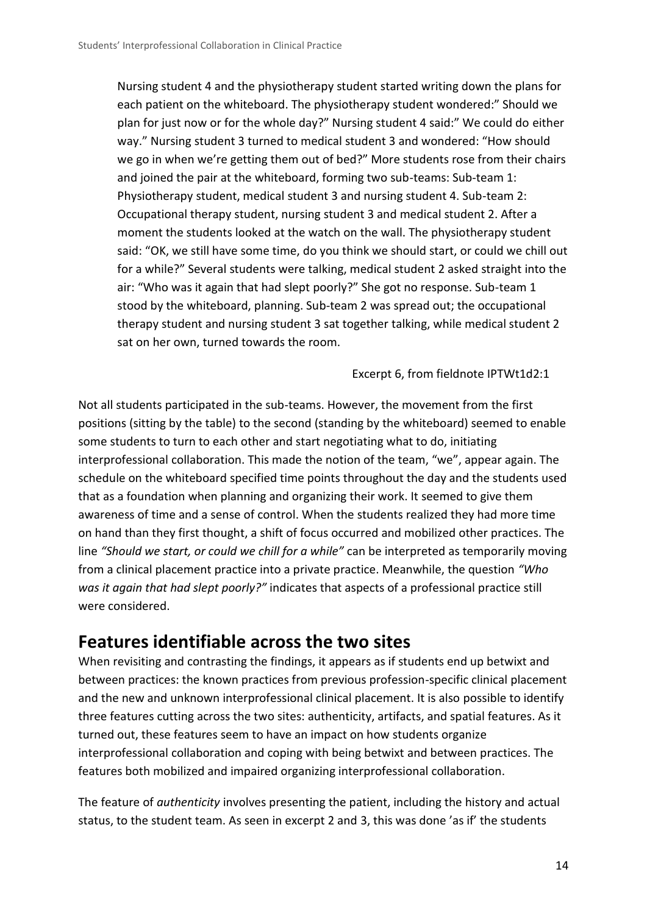> Nursing student 4 and the physiotherapy student started writing down the plans for each patient on the whiteboard. The physiotherapy student wondered:" Should we plan for just now or for the whole day?" Nursing student 4 said:" We could do either way." Nursing student 3 turned to medical student 3 and wondered: "How should we go in when we're getting them out of bed?" More students rose from their chairs and joined the pair at the whiteboard, forming two sub-teams: Sub-team 1: Physiotherapy student, medical student 3 and nursing student 4. Sub-team 2: Occupational therapy student, nursing student 3 and medical student 2. After a moment the students looked at the watch on the wall. The physiotherapy student said: "OK, we still have some time, do you think we should start, or could we chill out for a while?" Several students were talking, medical student 2 asked straight into the air: "Who was it again that had slept poorly?" She got no response. Sub-team 1 stood by the whiteboard, planning. Sub-team 2 was spread out; the occupational therapy student and nursing student 3 sat together talking, while medical student 2 sat on her own, turned towards the room.
>
> Excerpt 6, from fieldnote IPTWt1d2:1

Not all students participated in the sub-teams. However, the movement from the first positions (sitting by the table) to the second (standing by the whiteboard) seemed to enable some students to turn to each other and start negotiating what to do, initiating interprofessional collaboration. This made the notion of the team, "we", appear again. The schedule on the whiteboard specified time points throughout the day and the students used that as a foundation when planning and organizing their work. It seemed to give them awareness of time and a sense of control. When the students realized they had more time on hand than they first thought, a shift of focus occurred and mobilized other practices. The line *"Should we start, or could we chill for a while"* can be interpreted as temporarily moving from a clinical placement practice into a private practice. Meanwhile, the question *"Who was it again that had slept poorly?"* indicates that aspects of a professional practice still were considered.

## Features identifiable across the two sites

When revisiting and contrasting the findings, it appears as if students end up betwixt and between practices: the known practices from previous profession-specific clinical placement and the new and unknown interprofessional clinical placement. It is also possible to identify three features cutting across the two sites: authenticity, artifacts, and spatial features. As it turned out, these features seem to have an impact on how students organize interprofessional collaboration and coping with being betwixt and between practices. The features both mobilized and impaired organizing interprofessional collaboration.

The feature of *authenticity* involves presenting the patient, including the history and actual status, to the student team. As seen in excerpt 2 and 3, this was done 'as if' the students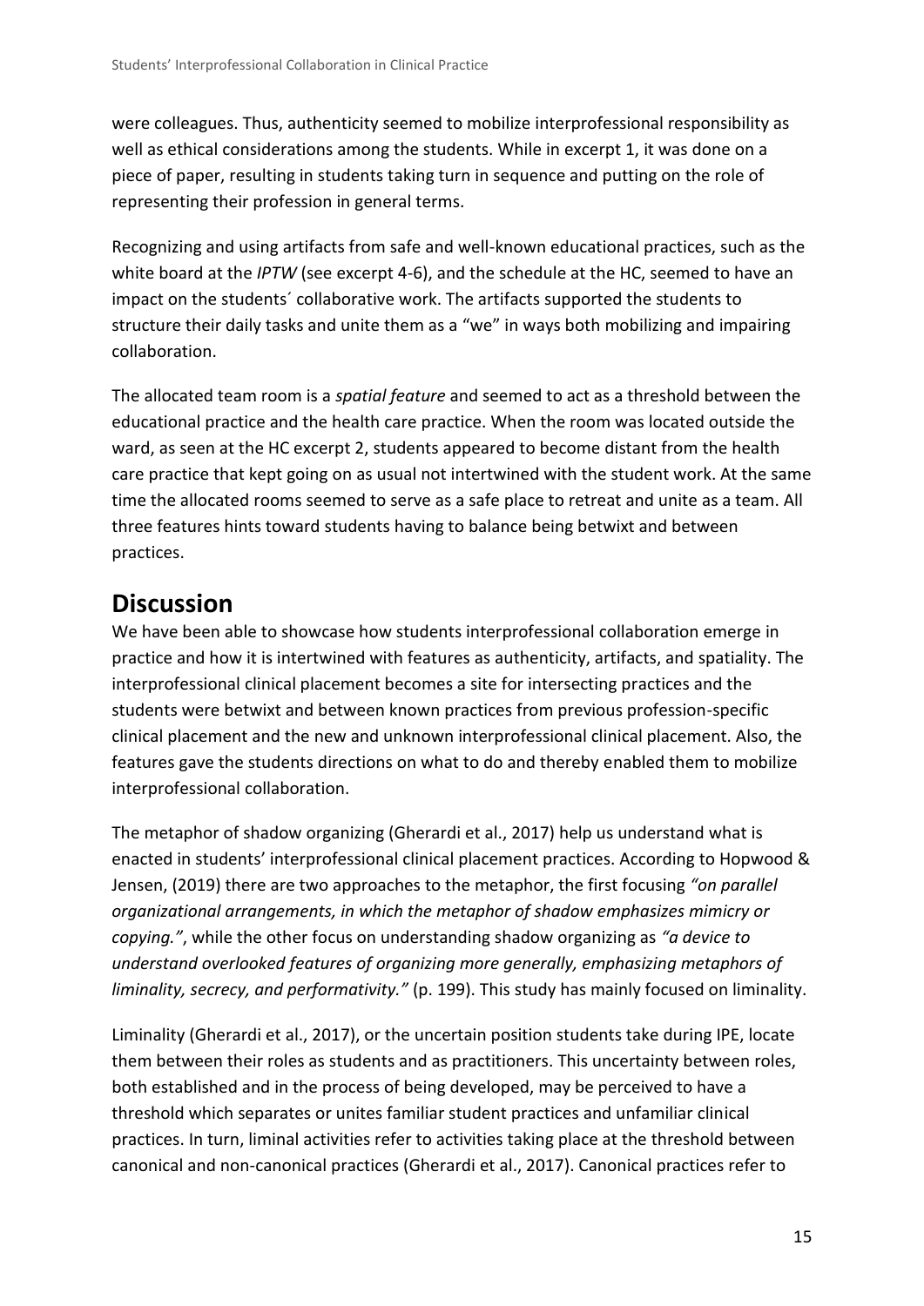were colleagues. Thus, authenticity seemed to mobilize interprofessional responsibility as well as ethical considerations among the students. While in excerpt 1, it was done on a piece of paper, resulting in students taking turn in sequence and putting on the role of representing their profession in general terms.

Recognizing and using artifacts from safe and well-known educational practices, such as the white board at the *IPTW* (see excerpt 4-6), and the schedule at the HC, seemed to have an impact on the students´ collaborative work. The artifacts supported the students to structure their daily tasks and unite them as a "we" in ways both mobilizing and impairing collaboration.

The allocated team room is a *spatial feature* and seemed to act as a threshold between the educational practice and the health care practice. When the room was located outside the ward, as seen at the HC excerpt 2, students appeared to become distant from the health care practice that kept going on as usual not intertwined with the student work. At the same time the allocated rooms seemed to serve as a safe place to retreat and unite as a team. All three features hints toward students having to balance being betwixt and between practices.

# Discussion

We have been able to showcase how students interprofessional collaboration emerge in practice and how it is intertwined with features as authenticity, artifacts, and spatiality. The interprofessional clinical placement becomes a site for intersecting practices and the students were betwixt and between known practices from previous profession-specific clinical placement and the new and unknown interprofessional clinical placement. Also, the features gave the students directions on what to do and thereby enabled them to mobilize interprofessional collaboration.

The metaphor of shadow organizing (Gherardi et al., 2017) help us understand what is enacted in students' interprofessional clinical placement practices. According to Hopwood & Jensen, (2019) there are two approaches to the metaphor, the first focusing *"on parallel organizational arrangements, in which the metaphor of shadow emphasizes mimicry or copying."*, while the other focus on understanding shadow organizing as *"a device to understand overlooked features of organizing more generally, emphasizing metaphors of liminality, secrecy, and performativity."* (p. 199). This study has mainly focused on liminality.

Liminality (Gherardi et al., 2017), or the uncertain position students take during IPE, locate them between their roles as students and as practitioners. This uncertainty between roles, both established and in the process of being developed, may be perceived to have a threshold which separates or unites familiar student practices and unfamiliar clinical practices. In turn, liminal activities refer to activities taking place at the threshold between canonical and non-canonical practices (Gherardi et al., 2017). Canonical practices refer to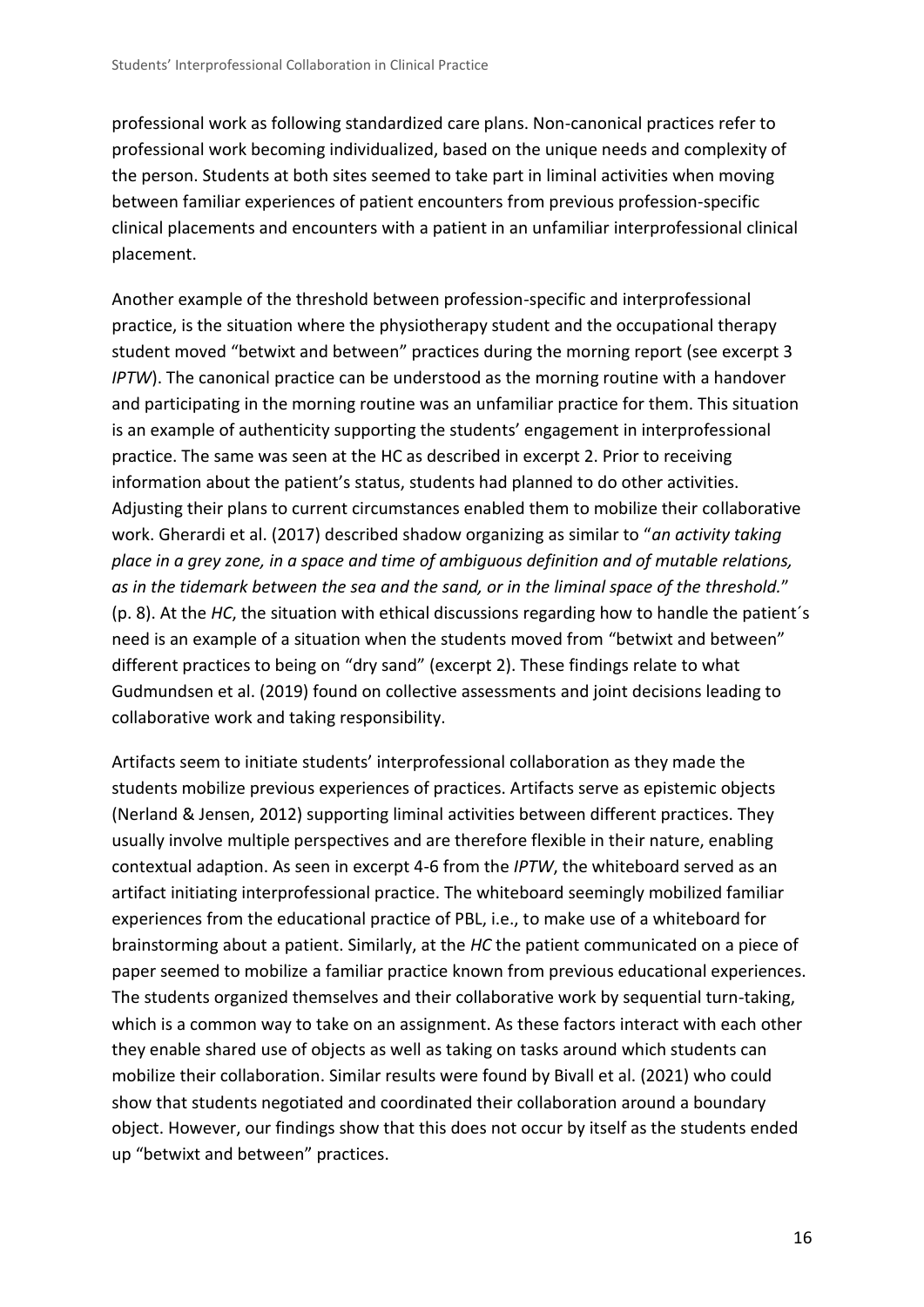professional work as following standardized care plans. Non-canonical practices refer to professional work becoming individualized, based on the unique needs and complexity of the person. Students at both sites seemed to take part in liminal activities when moving between familiar experiences of patient encounters from previous profession-specific clinical placements and encounters with a patient in an unfamiliar interprofessional clinical placement.

Another example of the threshold between profession-specific and interprofessional practice, is the situation where the physiotherapy student and the occupational therapy student moved "betwixt and between" practices during the morning report (see excerpt 3 *IPTW*). The canonical practice can be understood as the morning routine with a handover and participating in the morning routine was an unfamiliar practice for them. This situation is an example of authenticity supporting the students' engagement in interprofessional practice. The same was seen at the HC as described in excerpt 2. Prior to receiving information about the patient's status, students had planned to do other activities. Adjusting their plans to current circumstances enabled them to mobilize their collaborative work. Gherardi et al. (2017) described shadow organizing as similar to "*an activity taking place in a grey zone, in a space and time of ambiguous definition and of mutable relations, as in the tidemark between the sea and the sand, or in the liminal space of the threshold.*" (p. 8). At the *HC*, the situation with ethical discussions regarding how to handle the patient´s need is an example of a situation when the students moved from "betwixt and between" different practices to being on "dry sand" (excerpt 2). These findings relate to what Gudmundsen et al. (2019) found on collective assessments and joint decisions leading to collaborative work and taking responsibility.

Artifacts seem to initiate students' interprofessional collaboration as they made the students mobilize previous experiences of practices. Artifacts serve as epistemic objects (Nerland & Jensen, 2012) supporting liminal activities between different practices. They usually involve multiple perspectives and are therefore flexible in their nature, enabling contextual adaption. As seen in excerpt 4-6 from the *IPTW*, the whiteboard served as an artifact initiating interprofessional practice. The whiteboard seemingly mobilized familiar experiences from the educational practice of PBL, i.e., to make use of a whiteboard for brainstorming about a patient. Similarly, at the *HC* the patient communicated on a piece of paper seemed to mobilize a familiar practice known from previous educational experiences. The students organized themselves and their collaborative work by sequential turn-taking, which is a common way to take on an assignment. As these factors interact with each other they enable shared use of objects as well as taking on tasks around which students can mobilize their collaboration. Similar results were found by Bivall et al. (2021) who could show that students negotiated and coordinated their collaboration around a boundary object. However, our findings show that this does not occur by itself as the students ended up "betwixt and between" practices.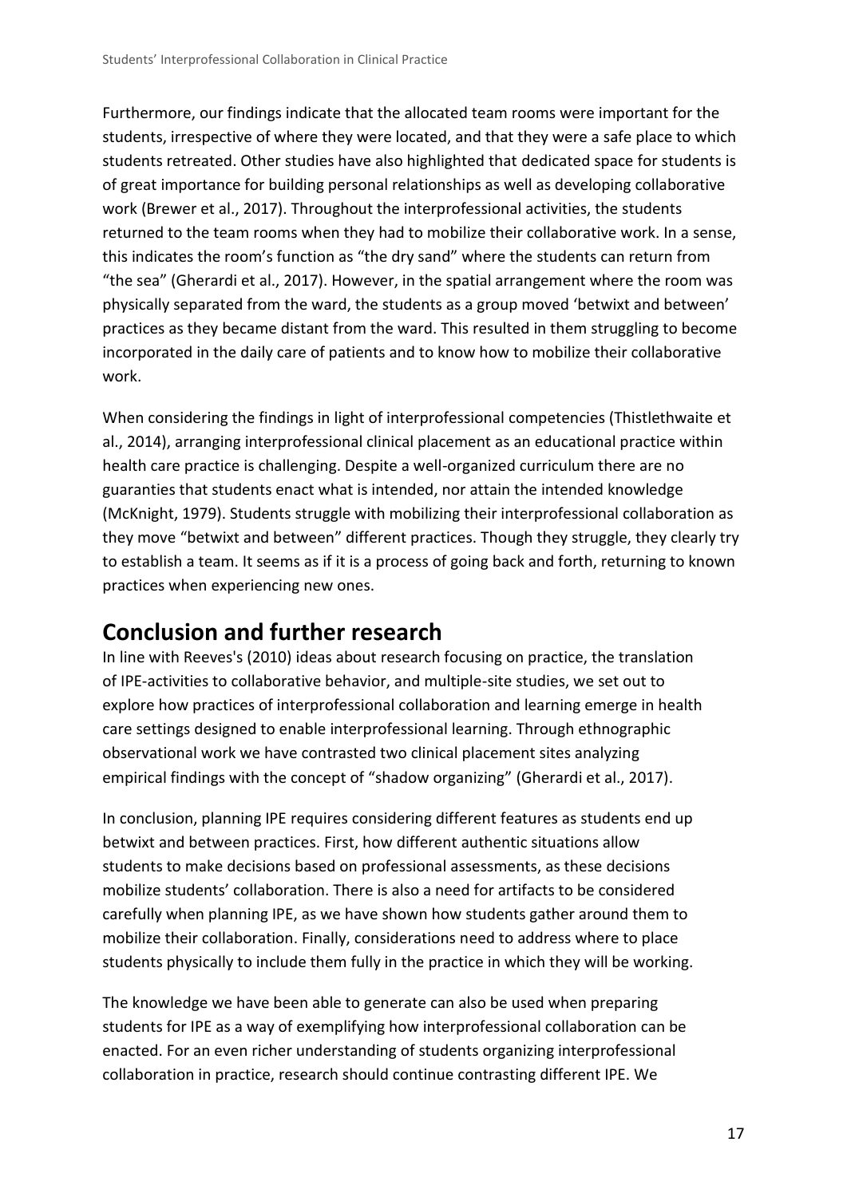Furthermore, our findings indicate that the allocated team rooms were important for the students, irrespective of where they were located, and that they were a safe place to which students retreated. Other studies have also highlighted that dedicated space for students is of great importance for building personal relationships as well as developing collaborative work (Brewer et al., 2017). Throughout the interprofessional activities, the students returned to the team rooms when they had to mobilize their collaborative work. In a sense, this indicates the room's function as "the dry sand" where the students can return from "the sea" (Gherardi et al., 2017). However, in the spatial arrangement where the room was physically separated from the ward, the students as a group moved 'betwixt and between' practices as they became distant from the ward. This resulted in them struggling to become incorporated in the daily care of patients and to know how to mobilize their collaborative work.

When considering the findings in light of interprofessional competencies (Thistlethwaite et al., 2014), arranging interprofessional clinical placement as an educational practice within health care practice is challenging. Despite a well-organized curriculum there are no guaranties that students enact what is intended, nor attain the intended knowledge (McKnight, 1979). Students struggle with mobilizing their interprofessional collaboration as they move "betwixt and between" different practices. Though they struggle, they clearly try to establish a team. It seems as if it is a process of going back and forth, returning to known practices when experiencing new ones.

## Conclusion and further research

In line with Reeves's (2010) ideas about research focusing on practice, the translation of IPE-activities to collaborative behavior, and multiple-site studies, we set out to explore how practices of interprofessional collaboration and learning emerge in health care settings designed to enable interprofessional learning. Through ethnographic observational work we have contrasted two clinical placement sites analyzing empirical findings with the concept of "shadow organizing" (Gherardi et al., 2017).

In conclusion, planning IPE requires considering different features as students end up betwixt and between practices. First, how different authentic situations allow students to make decisions based on professional assessments, as these decisions mobilize students' collaboration. There is also a need for artifacts to be considered carefully when planning IPE, as we have shown how students gather around them to mobilize their collaboration. Finally, considerations need to address where to place students physically to include them fully in the practice in which they will be working.

The knowledge we have been able to generate can also be used when preparing students for IPE as a way of exemplifying how interprofessional collaboration can be enacted. For an even richer understanding of students organizing interprofessional collaboration in practice, research should continue contrasting different IPE. We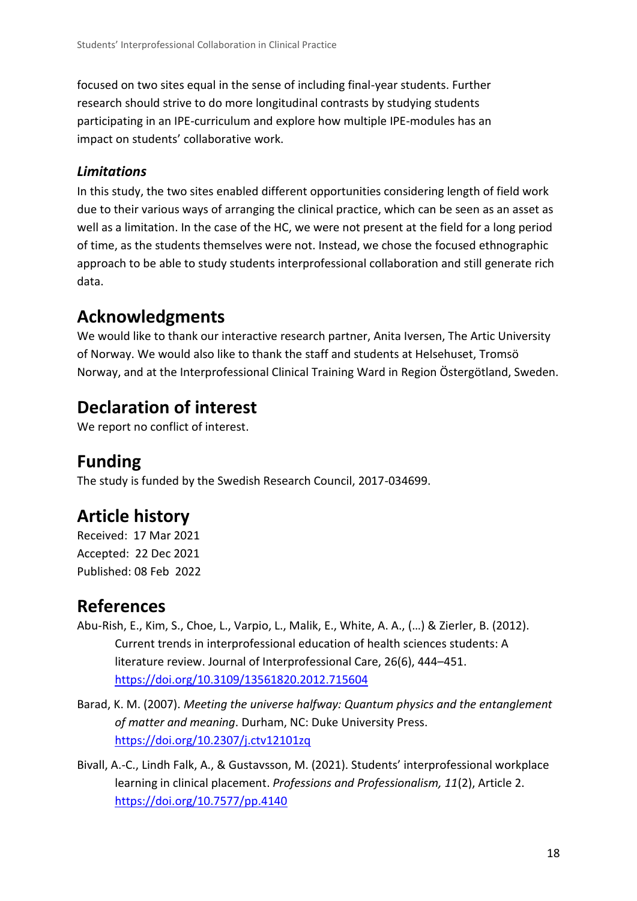focused on two sites equal in the sense of including final-year students. Further research should strive to do more longitudinal contrasts by studying students participating in an IPE-curriculum and explore how multiple IPE-modules has an impact on students' collaborative work.

### *Limitations*

In this study, the two sites enabled different opportunities considering length of field work due to their various ways of arranging the clinical practice, which can be seen as an asset as well as a limitation. In the case of the HC, we were not present at the field for a long period of time, as the students themselves were not. Instead, we chose the focused ethnographic approach to be able to study students interprofessional collaboration and still generate rich data.

## Acknowledgments

We would like to thank our interactive research partner, Anita Iversen, The Artic University of Norway. We would also like to thank the staff and students at Helsehuset, Tromsö Norway, and at the Interprofessional Clinical Training Ward in Region Östergötland, Sweden.

## Declaration of interest

We report no conflict of interest.

## Funding

The study is funded by the Swedish Research Council, 2017-034699.

## Article history

Received: 17 Mar 2021
Accepted: 22 Dec 2021
Published: 08 Feb 2022

## References

Abu-Rish, E., Kim, S., Choe, L., Varpio, L., Malik, E., White, A. A., (…) & Zierler, B. (2012). Current trends in interprofessional education of health sciences students: A literature review. Journal of Interprofessional Care, 26(6), 444–451. https://doi.org/10.3109/13561820.2012.715604

Barad, K. M. (2007). *Meeting the universe halfway: Quantum physics and the entanglement of matter and meaning*. Durham, NC: Duke University Press. https://doi.org/10.2307/j.ctv12101zq

Bivall, A.-C., Lindh Falk, A., & Gustavsson, M. (2021). Students' interprofessional workplace learning in clinical placement. *Professions and Professionalism, 11*(2), Article 2. https://doi.org/10.7577/pp.4140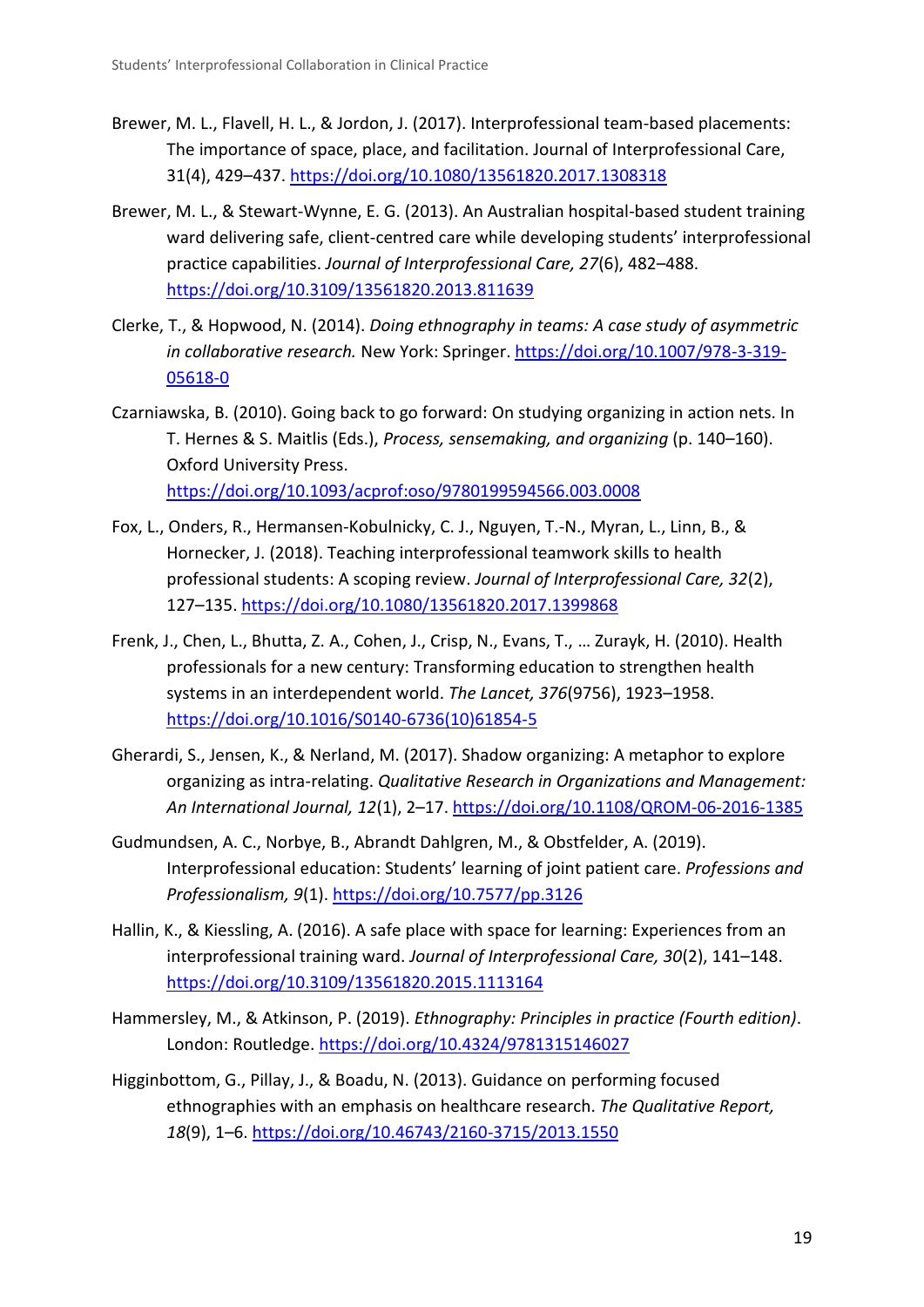Brewer, M. L., Flavell, H. L., & Jordon, J. (2017). Interprofessional team-based placements: The importance of space, place, and facilitation. Journal of Interprofessional Care, 31(4), 429–437. https://doi.org/10.1080/13561820.2017.1308318

Brewer, M. L., & Stewart-Wynne, E. G. (2013). An Australian hospital-based student training ward delivering safe, client-centred care while developing students' interprofessional practice capabilities. *Journal of Interprofessional Care, 27*(6), 482–488. https://doi.org/10.3109/13561820.2013.811639

Clerke, T., & Hopwood, N. (2014). *Doing ethnography in teams: A case study of asymmetric in collaborative research.* New York: Springer. https://doi.org/10.1007/978-3-319-05618-0

Czarniawska, B. (2010). Going back to go forward: On studying organizing in action nets. In T. Hernes & S. Maitlis (Eds.), *Process, sensemaking, and organizing* (p. 140–160). Oxford University Press. https://doi.org/10.1093/acprof:oso/9780199594566.003.0008

Fox, L., Onders, R., Hermansen-Kobulnicky, C. J., Nguyen, T.-N., Myran, L., Linn, B., & Hornecker, J. (2018). Teaching interprofessional teamwork skills to health professional students: A scoping review. *Journal of Interprofessional Care, 32*(2), 127–135. https://doi.org/10.1080/13561820.2017.1399868

Frenk, J., Chen, L., Bhutta, Z. A., Cohen, J., Crisp, N., Evans, T., … Zurayk, H. (2010). Health professionals for a new century: Transforming education to strengthen health systems in an interdependent world. *The Lancet, 376*(9756), 1923–1958. https://doi.org/10.1016/S0140-6736(10)61854-5

Gherardi, S., Jensen, K., & Nerland, M. (2017). Shadow organizing: A metaphor to explore organizing as intra-relating. *Qualitative Research in Organizations and Management: An International Journal, 12*(1), 2–17. https://doi.org/10.1108/QROM-06-2016-1385

Gudmundsen, A. C., Norbye, B., Abrandt Dahlgren, M., & Obstfelder, A. (2019). Interprofessional education: Students' learning of joint patient care. *Professions and Professionalism, 9*(1). https://doi.org/10.7577/pp.3126

Hallin, K., & Kiessling, A. (2016). A safe place with space for learning: Experiences from an interprofessional training ward. *Journal of Interprofessional Care, 30*(2), 141–148. https://doi.org/10.3109/13561820.2015.1113164

Hammersley, M., & Atkinson, P. (2019). *Ethnography: Principles in practice (Fourth edition)*. London: Routledge. https://doi.org/10.4324/9781315146027

Higginbottom, G., Pillay, J., & Boadu, N. (2013). Guidance on performing focused ethnographies with an emphasis on healthcare research. *The Qualitative Report, 18*(9), 1–6. https://doi.org/10.46743/2160-3715/2013.1550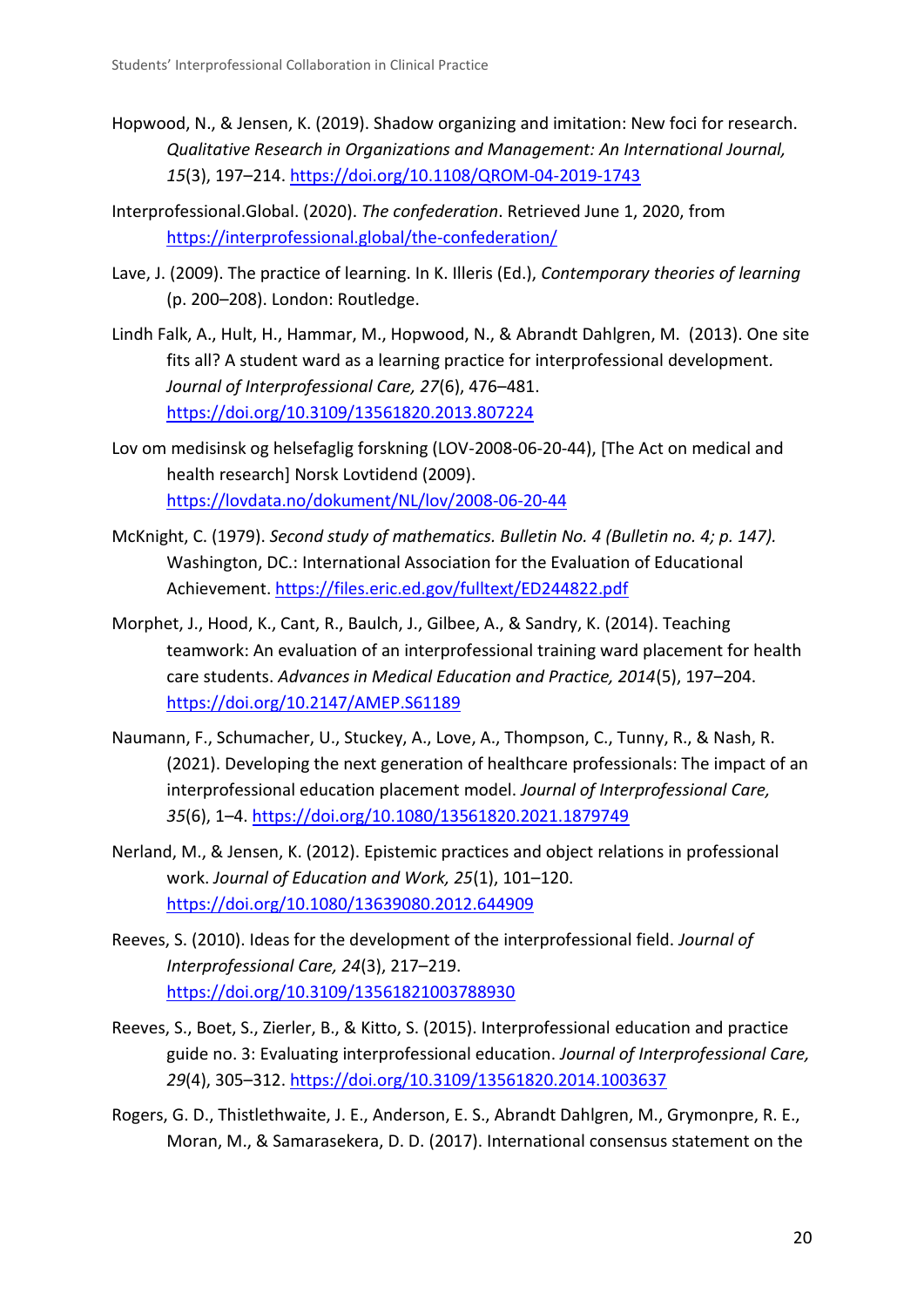Hopwood, N., & Jensen, K. (2019). Shadow organizing and imitation: New foci for research. *Qualitative Research in Organizations and Management: An International Journal, 15*(3), 197–214. https://doi.org/10.1108/QROM-04-2019-1743

Interprofessional.Global. (2020). *The confederation*. Retrieved June 1, 2020, from https://interprofessional.global/the-confederation/

Lave, J. (2009). The practice of learning. In K. Illeris (Ed.), *Contemporary theories of learning* (p. 200–208). London: Routledge.

Lindh Falk, A., Hult, H., Hammar, M., Hopwood, N., & Abrandt Dahlgren, M. (2013). One site fits all? A student ward as a learning practice for interprofessional development. *Journal of Interprofessional Care, 27*(6), 476–481. https://doi.org/10.3109/13561820.2013.807224

Lov om medisinsk og helsefaglig forskning (LOV-2008-06-20-44), [The Act on medical and health research] Norsk Lovtidend (2009). https://lovdata.no/dokument/NL/lov/2008-06-20-44

McKnight, C. (1979). *Second study of mathematics. Bulletin No. 4 (Bulletin no. 4; p. 147).* Washington, DC.: International Association for the Evaluation of Educational Achievement. https://files.eric.ed.gov/fulltext/ED244822.pdf

Morphet, J., Hood, K., Cant, R., Baulch, J., Gilbee, A., & Sandry, K. (2014). Teaching teamwork: An evaluation of an interprofessional training ward placement for health care students. *Advances in Medical Education and Practice, 2014*(5), 197–204. https://doi.org/10.2147/AMEP.S61189

Naumann, F., Schumacher, U., Stuckey, A., Love, A., Thompson, C., Tunny, R., & Nash, R. (2021). Developing the next generation of healthcare professionals: The impact of an interprofessional education placement model. *Journal of Interprofessional Care, 35*(6), 1–4. https://doi.org/10.1080/13561820.2021.1879749

Nerland, M., & Jensen, K. (2012). Epistemic practices and object relations in professional work. *Journal of Education and Work, 25*(1), 101–120. https://doi.org/10.1080/13639080.2012.644909

Reeves, S. (2010). Ideas for the development of the interprofessional field. *Journal of Interprofessional Care, 24*(3), 217–219. https://doi.org/10.3109/13561821003788930

Reeves, S., Boet, S., Zierler, B., & Kitto, S. (2015). Interprofessional education and practice guide no. 3: Evaluating interprofessional education. *Journal of Interprofessional Care, 29*(4), 305–312. https://doi.org/10.3109/13561820.2014.1003637

Rogers, G. D., Thistlethwaite, J. E., Anderson, E. S., Abrandt Dahlgren, M., Grymonpre, R. E., Moran, M., & Samarasekera, D. D. (2017). International consensus statement on the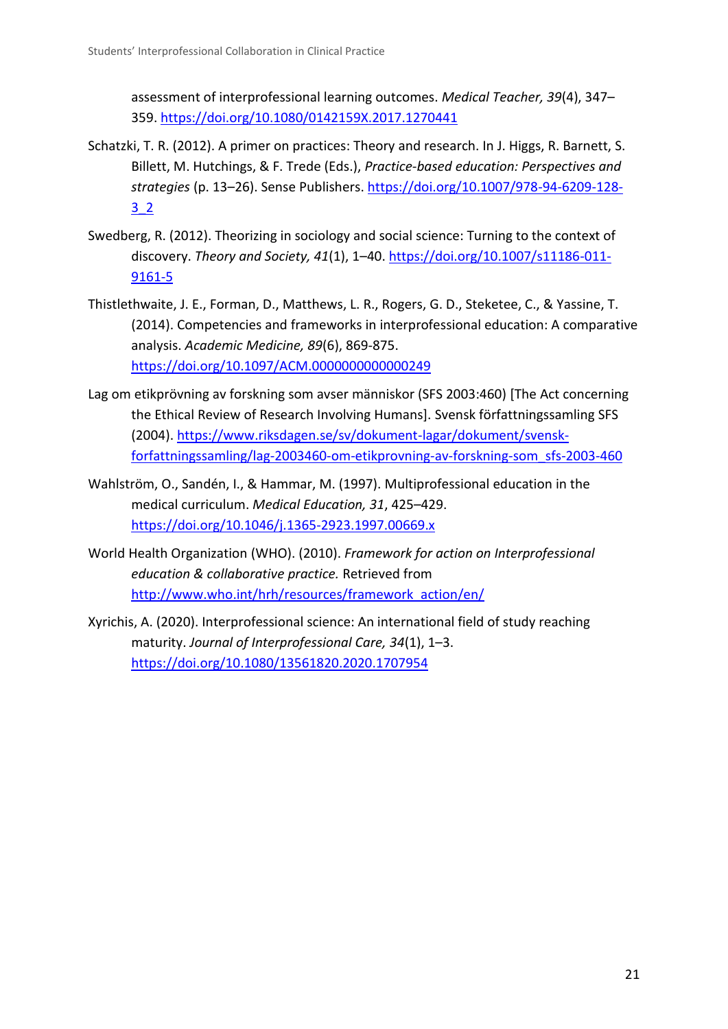assessment of interprofessional learning outcomes. *Medical Teacher, 39*(4), 347–359. https://doi.org/10.1080/0142159X.2017.1270441

Schatzki, T. R. (2012). A primer on practices: Theory and research. In J. Higgs, R. Barnett, S. Billett, M. Hutchings, & F. Trede (Eds.), *Practice-based education: Perspectives and strategies* (p. 13–26). Sense Publishers. https://doi.org/10.1007/978-94-6209-128-3_2

Swedberg, R. (2012). Theorizing in sociology and social science: Turning to the context of discovery. *Theory and Society, 41*(1), 1–40. https://doi.org/10.1007/s11186-011-9161-5

Thistlethwaite, J. E., Forman, D., Matthews, L. R., Rogers, G. D., Steketee, C., & Yassine, T. (2014). Competencies and frameworks in interprofessional education: A comparative analysis. *Academic Medicine, 89*(6), 869-875. https://doi.org/10.1097/ACM.0000000000000249

Lag om etikprövning av forskning som avser människor (SFS 2003:460) [The Act concerning the Ethical Review of Research Involving Humans]. Svensk författningssamling SFS (2004). https://www.riksdagen.se/sv/dokument-lagar/dokument/svensk-forfattningssamling/lag-2003460-om-etikprovning-av-forskning-som_sfs-2003-460

Wahlström, O., Sandén, I., & Hammar, M. (1997). Multiprofessional education in the medical curriculum. *Medical Education, 31*, 425–429. https://doi.org/10.1046/j.1365-2923.1997.00669.x

World Health Organization (WHO). (2010). *Framework for action on Interprofessional education & collaborative practice.* Retrieved from http://www.who.int/hrh/resources/framework_action/en/

Xyrichis, A. (2020). Interprofessional science: An international field of study reaching maturity. *Journal of Interprofessional Care, 34*(1), 1–3. https://doi.org/10.1080/13561820.2020.1707954